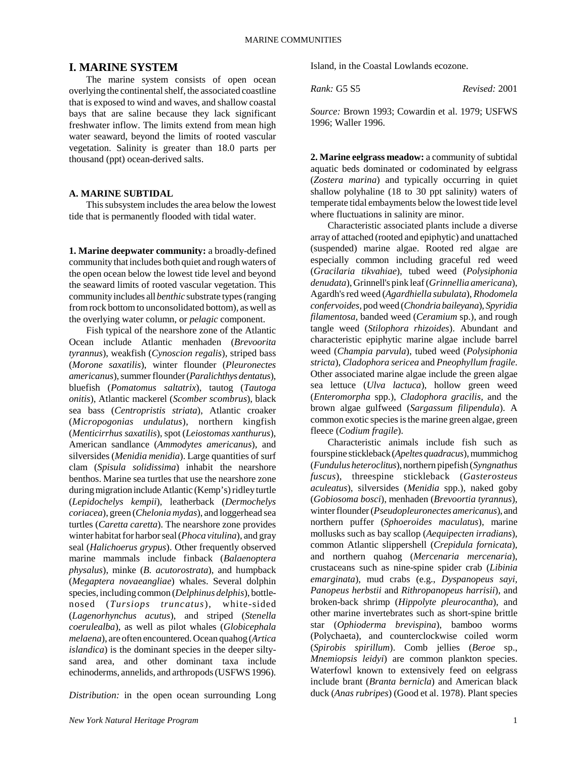# I. MARINE SYSTEM

The marine system consists of open ocean overlying the continental shelf, the associated coastline that is exposed to wind and waves, and shallow coastal bays that are saline because they lack significant freshwater inflow. The limits extend from mean high water seaward, beyond the limits of rooted vascular vegetation. Salinity is greater than 18.0 parts per thousand (ppt) ocean-derived salts.

## A. MARINE SUBTIDAL

This subsystem includes the area below the lowest tide that is permanently flooded with tidal water.

**1. Marine deepwater community:** a broadly-defined community that includes both quiet and rough waters of the open ocean below the lowest tide level and beyond the seaward limits of rooted vascular vegetation. This community includes all *benthic* substrate types (ranging from rock bottom to unconsolidated bottom), as well as the overlying water column, or *pelagic* component.

Fish typical of the nearshore zone of the Atlantic Ocean include Atlantic menhaden (*Brevoorita tyrannus*), weakfish (*Cynoscion regalis*), striped bass (*Morone saxatilis*), winter flounder (*Pleuronectes americanus*), summer flounder (*Paralichthys dentatus*), bluefish (*Pomatomus saltatrix*), tautog (*Tautoga onitis*), Atlantic mackerel (*Scomber scombrus*), black sea bass (*Centropristis striata*), Atlantic croaker (*Micropogonias undulatus*), northern kingfish (*Menticirrhus saxatilis*), spot (*Leiostomas xanthurus*), American sandlance (*Ammodytes americanus*), and silversides (*Menidia menidia*). Large quantities of surf clam (*Spisula solidissima*) inhabit the nearshore benthos. Marine sea turtles that use the nearshore zone during migration include Atlantic (Kemp's) ridley turtle (*Lepidochelys kempii*), leatherback (*Dermochelys coriacea*), green (*Chelonia mydas*), and loggerhead sea turtles (*Caretta caretta*). The nearshore zone provides winter habitat for harbor seal (*Phoca vitulina*), and gray seal (*Halichoerus grypus*). Other frequently observed marine mammals include finback (*Balaenoptera physalus*), minke (*B. acutorostrata*), and humpback (*Megaptera novaeangliae*) whales. Several dolphin species, including common (*Delphinus delphis*), bottle-nosed (*Tursiops truncatus*), white-sided (*Lagenorhynchus acutus*), and striped (*Stenella coerulealba*), as well as pilot whales (*Globicephala melaena*), are often encountered. Ocean quahog (*Artica islandica*) is the dominant species in the deeper silty-sand area, and other dominant taxa include echinoderms, annelids, and arthropods (USFWS 1996).

*Distribution:* in the open ocean surrounding Long Island, in the Coastal Lowlands ecozone.

*Rank:* G5 S5 *Revised:* 2001

*Source:* Brown 1993; Cowardin et al. 1979; USFWS 1996; Waller 1996.

**2. Marine eelgrass meadow:** a community of subtidal aquatic beds dominated or codominated by eelgrass (*Zostera marina*) and typically occurring in quiet shallow polyhaline (18 to 30 ppt salinity) waters of temperate tidal embayments below the lowest tide level where fluctuations in salinity are minor.

Characteristic associated plants include a diverse array of attached (rooted and epiphytic) and unattached (suspended) marine algae. Rooted red algae are especially common including graceful red weed (*Gracilaria tikvahiae*), tubed weed (*Polysiphonia denudata*), Grinnell's pink leaf (*Grinnellia americana*), Agardh's red weed (*Agardhiella subulata*), *Rhodomela confervoides*, pod weed (*Chondria baileyana*), *Spyridia filamentosa*, banded weed (*Ceramium* sp.), and rough tangle weed (*Stilophora rhizoides*). Abundant and characteristic epiphytic marine algae include barrel weed (*Champia parvula*), tubed weed (*Polysiphonia stricta*), *Cladophora sericea* and *Pneophyllum fragile*. Other associated marine algae include the green algae sea lettuce (*Ulva lactuca*), hollow green weed (*Enteromorpha* spp.), *Cladophora gracilis*, and the brown algae gulfweed (*Sargassum filipendula*). A common exotic species is the marine green algae, green fleece (*Codium fragile*).

Characteristic animals include fish such as fourspine stickleback (*Apeltes quadracus*), mummichog (*Fundulus heteroclitus*), northern pipefish (*Syngnathus fuscus*), threespine stickleback (*Gasterosteus aculeatus*), silversides (*Menidia* spp.), naked goby (*Gobiosoma bosci*), menhaden (*Brevoortia tyrannus*), winter flounder (*Pseudopleuronectes americanus*), and northern puffer (*Sphoeroides maculatus*), marine mollusks such as bay scallop (*Aequipecten irradians*), common Atlantic slippershell (*Crepidula fornicata*), and northern quahog (*Mercenaria mercenaria*), crustaceans such as nine-spine spider crab (*Libinia emarginata*), mud crabs (e.g., *Dyspanopeus sayi, Panopeus herbstii* and *Rithropanopeus harrisii*), and broken-back shrimp (*Hippolyte pleurocantha*), and other marine invertebrates such as short-spine brittle star (*Ophioderma brevispina*), bamboo worms (Polychaeta), and counterclockwise coiled worm (*Spirobis spirillum*). Comb jellies (*Beroe* sp., *Mnemiopsis leidyi*) are common plankton species. Waterfowl known to extensively feed on eelgrass include brant (*Branta bernicla*) and American black duck (*Anas rubripes*) (Good et al. 1978). Plant species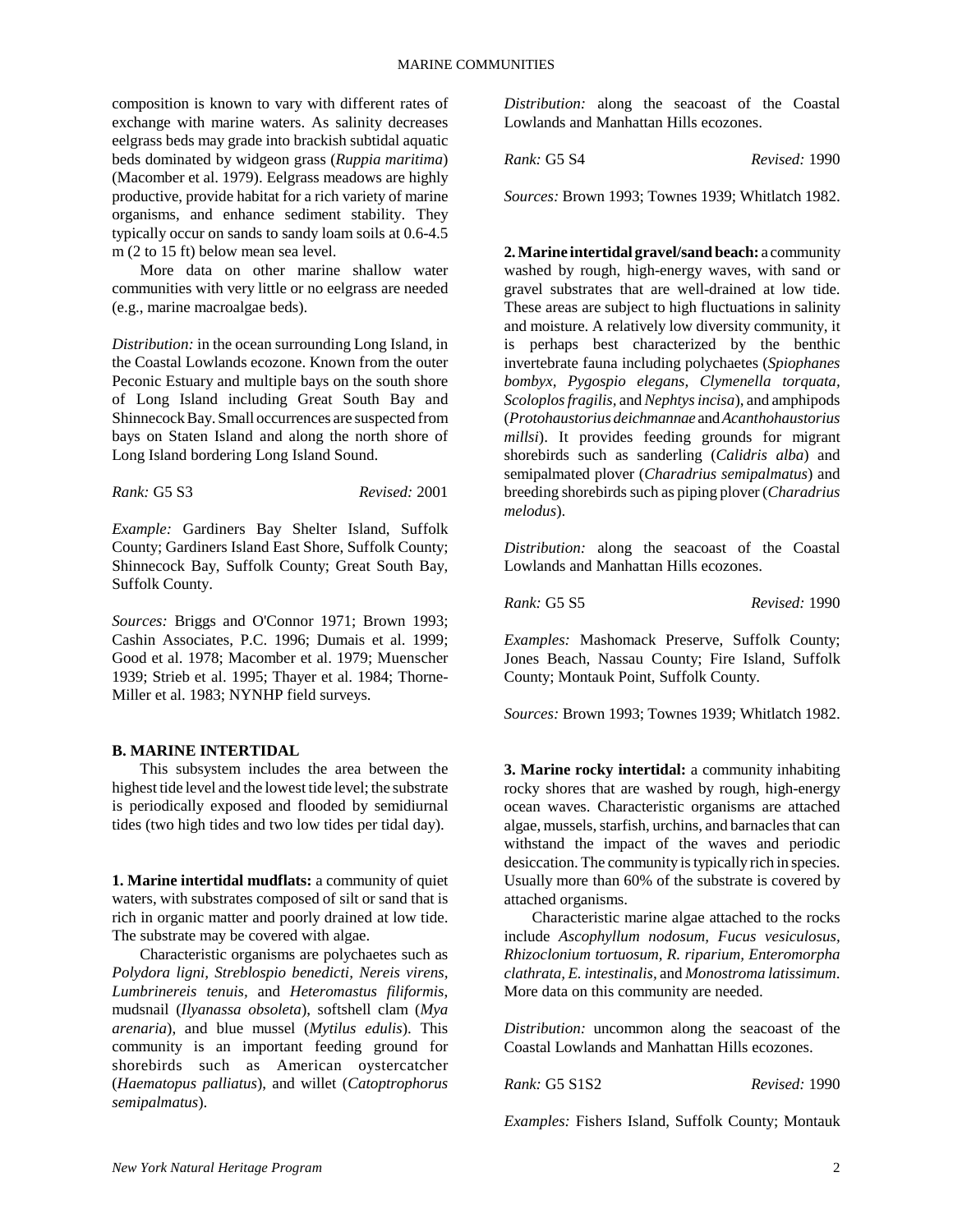composition is known to vary with different rates of exchange with marine waters. As salinity decreases eelgrass beds may grade into brackish subtidal aquatic beds dominated by widgeon grass (*Ruppia maritima*) (Macomber et al. 1979). Eelgrass meadows are highly productive, provide habitat for a rich variety of marine organisms, and enhance sediment stability. They typically occur on sands to sandy loam soils at 0.6-4.5 m (2 to 15 ft) below mean sea level.

More data on other marine shallow water communities with very little or no eelgrass are needed (e.g., marine macroalgae beds).

*Distribution:* in the ocean surrounding Long Island, in the Coastal Lowlands ecozone. Known from the outer Peconic Estuary and multiple bays on the south shore of Long Island including Great South Bay and Shinnecock Bay. Small occurrences are suspected from bays on Staten Island and along the north shore of Long Island bordering Long Island Sound.

*Rank:* G5 S3 *Revised:* 2001

*Example:* Gardiners Bay Shelter Island, Suffolk County; Gardiners Island East Shore, Suffolk County; Shinnecock Bay, Suffolk County; Great South Bay, Suffolk County.

*Sources:* Briggs and O'Connor 1971; Brown 1993; Cashin Associates, P.C. 1996; Dumais et al. 1999; Good et al. 1978; Macomber et al. 1979; Muenscher 1939; Strieb et al. 1995; Thayer et al. 1984; Thorne-Miller et al. 1983; NYNHP field surveys.

## B. MARINE INTERTIDAL

This subsystem includes the area between the highest tide level and the lowest tide level; the substrate is periodically exposed and flooded by semidiurnal tides (two high tides and two low tides per tidal day).

**1. Marine intertidal mudflats:** a community of quiet waters, with substrates composed of silt or sand that is rich in organic matter and poorly drained at low tide. The substrate may be covered with algae.

Characteristic organisms are polychaetes such as *Polydora ligni, Streblospio benedicti, Nereis virens, Lumbrinereis tenuis,* and *Heteromastus filiformis,* mudsnail (*Ilyanassa obsoleta*), softshell clam (*Mya arenaria*), and blue mussel (*Mytilus edulis*). This community is an important feeding ground for shorebirds such as American oystercatcher (*Haematopus palliatus*), and willet (*Catoptrophorus semipalmatus*).

*Distribution:* along the seacoast of the Coastal Lowlands and Manhattan Hills ecozones.

*Rank:* G5 S4 *Revised:* 1990

*Sources:* Brown 1993; Townes 1939; Whitlatch 1982.

**2. Marine intertidal gravel/sand beach:** a community washed by rough, high-energy waves, with sand or gravel substrates that are well-drained at low tide. These areas are subject to high fluctuations in salinity and moisture. A relatively low diversity community, it is perhaps best characterized by the benthic invertebrate fauna including polychaetes (*Spiophanes bombyx, Pygospio elegans, Clymenella torquata, Scoloplos fragilis,* and *Nephtys incisa*), and amphipods (*Protohaustorius deichmannae* and *Acanthohaustorius millsi*). It provides feeding grounds for migrant shorebirds such as sanderling (*Calidris alba*) and semipalmated plover (*Charadrius semipalmatus*) and breeding shorebirds such as piping plover (*Charadrius melodus*).

*Distribution:* along the seacoast of the Coastal Lowlands and Manhattan Hills ecozones.

*Rank:* G5 S5 *Revised:* 1990

*Examples:* Mashomack Preserve, Suffolk County; Jones Beach, Nassau County; Fire Island, Suffolk County; Montauk Point, Suffolk County.

*Sources:* Brown 1993; Townes 1939; Whitlatch 1982.

**3. Marine rocky intertidal:** a community inhabiting rocky shores that are washed by rough, high-energy ocean waves. Characteristic organisms are attached algae, mussels, starfish, urchins, and barnacles that can withstand the impact of the waves and periodic desiccation. The community is typically rich in species. Usually more than 60% of the substrate is covered by attached organisms.

Characteristic marine algae attached to the rocks include *Ascophyllum nodosum, Fucus vesiculosus, Rhizoclonium tortuosum, R. riparium, Enteromorpha clathrata, E. intestinalis,* and *Monostroma latissimum*. More data on this community are needed.

*Distribution:* uncommon along the seacoast of the Coastal Lowlands and Manhattan Hills ecozones.

*Rank:* G5 S1S2 *Revised:* 1990

*Examples:* Fishers Island, Suffolk County; Montauk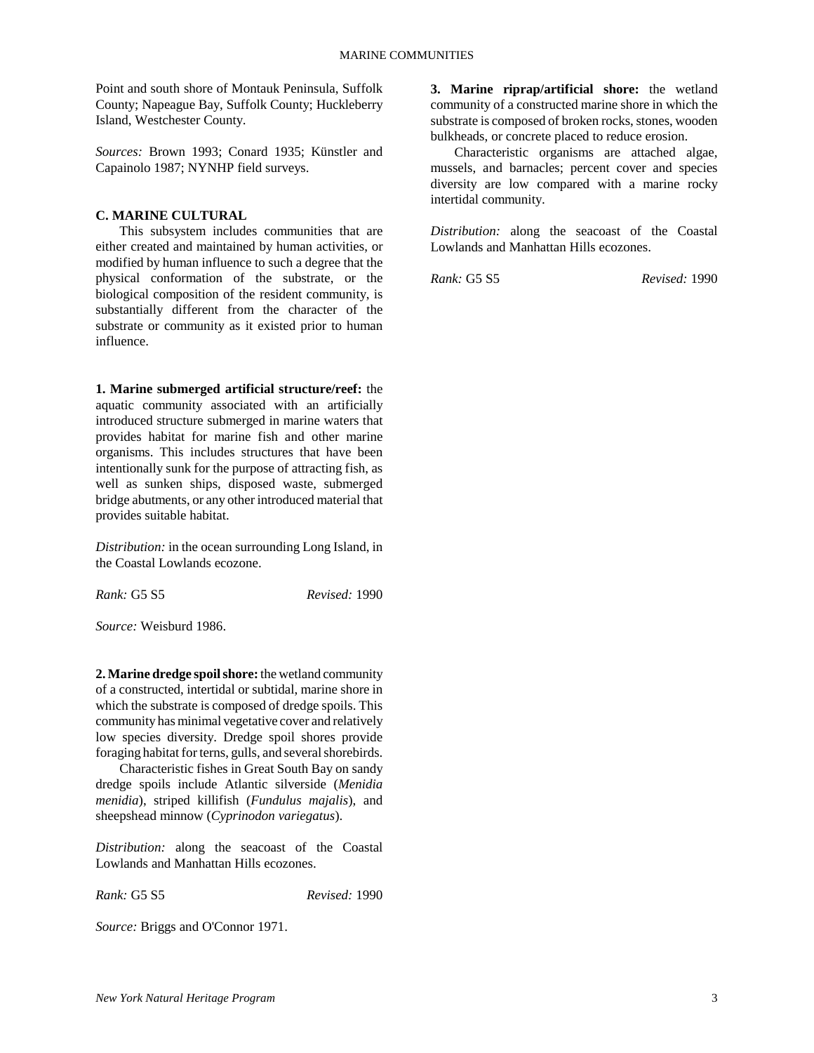Point and south shore of Montauk Peninsula, Suffolk County; Napeague Bay, Suffolk County; Huckleberry Island, Westchester County.

*Sources:* Brown 1993; Conard 1935; Künstler and Capainolo 1987; NYNHP field surveys.

## C. MARINE CULTURAL

This subsystem includes communities that are either created and maintained by human activities, or modified by human influence to such a degree that the physical conformation of the substrate, or the biological composition of the resident community, is substantially different from the character of the substrate or community as it existed prior to human influence.

**1. Marine submerged artificial structure/reef:** the aquatic community associated with an artificially introduced structure submerged in marine waters that provides habitat for marine fish and other marine organisms. This includes structures that have been intentionally sunk for the purpose of attracting fish, as well as sunken ships, disposed waste, submerged bridge abutments, or any other introduced material that provides suitable habitat.

*Distribution:* in the ocean surrounding Long Island, in the Coastal Lowlands ecozone.

*Rank:* G5 S5 *Revised:* 1990

*Source:* Weisburd 1986.

**2. Marine dredge spoil shore:** the wetland community of a constructed, intertidal or subtidal, marine shore in which the substrate is composed of dredge spoils. This community has minimal vegetative cover and relatively low species diversity. Dredge spoil shores provide foraging habitat for terns, gulls, and several shorebirds.

Characteristic fishes in Great South Bay on sandy dredge spoils include Atlantic silverside (*Menidia menidia*), striped killifish (*Fundulus majalis*), and sheepshead minnow (*Cyprinodon variegatus*).

*Distribution:* along the seacoast of the Coastal Lowlands and Manhattan Hills ecozones.

*Rank:* G5 S5 *Revised:* 1990

*Source:* Briggs and O'Connor 1971.

**3. Marine riprap/artificial shore:** the wetland community of a constructed marine shore in which the substrate is composed of broken rocks, stones, wooden bulkheads, or concrete placed to reduce erosion.

Characteristic organisms are attached algae, mussels, and barnacles; percent cover and species diversity are low compared with a marine rocky intertidal community.

*Distribution:* along the seacoast of the Coastal Lowlands and Manhattan Hills ecozones.

*Rank:* G5 S5 *Revised:* 1990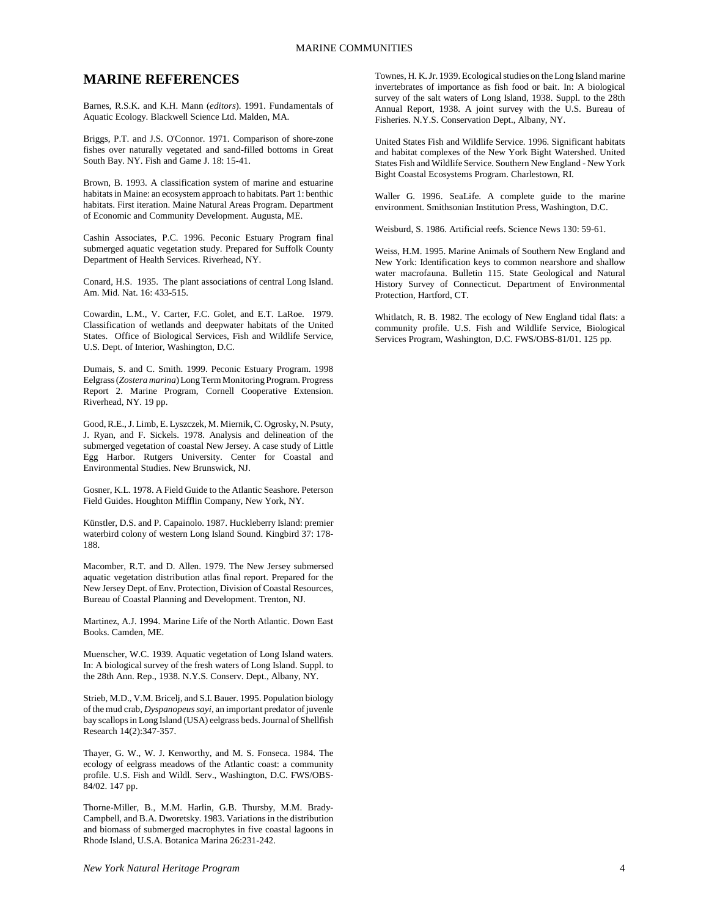# MARINE REFERENCES

Barnes, R.S.K. and K.H. Mann (*editors*). 1991. Fundamentals of Aquatic Ecology. Blackwell Science Ltd. Malden, MA.

Briggs, P.T. and J.S. O'Connor. 1971. Comparison of shore-zone fishes over naturally vegetated and sand-filled bottoms in Great South Bay. NY. Fish and Game J. 18: 15-41.

Brown, B. 1993. A classification system of marine and estuarine habitats in Maine: an ecosystem approach to habitats. Part 1: benthic habitats. First iteration. Maine Natural Areas Program. Department of Economic and Community Development. Augusta, ME.

Cashin Associates, P.C. 1996. Peconic Estuary Program final submerged aquatic vegetation study. Prepared for Suffolk County Department of Health Services. Riverhead, NY.

Conard, H.S. 1935. The plant associations of central Long Island. Am. Mid. Nat. 16: 433-515.

Cowardin, L.M., V. Carter, F.C. Golet, and E.T. LaRoe. 1979. Classification of wetlands and deepwater habitats of the United States. Office of Biological Services, Fish and Wildlife Service, U.S. Dept. of Interior, Washington, D.C.

Dumais, S. and C. Smith. 1999. Peconic Estuary Program. 1998 Eelgrass (*Zostera marina*) Long Term Monitoring Program. Progress Report 2. Marine Program, Cornell Cooperative Extension. Riverhead, NY. 19 pp.

Good, R.E., J. Limb, E. Lyszczek, M. Miernik, C. Ogrosky, N. Psuty, J. Ryan, and F. Sickels. 1978. Analysis and delineation of the submerged vegetation of coastal New Jersey. A case study of Little Egg Harbor. Rutgers University. Center for Coastal and Environmental Studies. New Brunswick, NJ.

Gosner, K.L. 1978. A Field Guide to the Atlantic Seashore. Peterson Field Guides. Houghton Mifflin Company, New York, NY.

Künstler, D.S. and P. Capainolo. 1987. Huckleberry Island: premier waterbird colony of western Long Island Sound. Kingbird 37: 178-188.

Macomber, R.T. and D. Allen. 1979. The New Jersey submersed aquatic vegetation distribution atlas final report. Prepared for the New Jersey Dept. of Env. Protection, Division of Coastal Resources, Bureau of Coastal Planning and Development. Trenton, NJ.

Martinez, A.J. 1994. Marine Life of the North Atlantic. Down East Books. Camden, ME.

Muenscher, W.C. 1939. Aquatic vegetation of Long Island waters. In: A biological survey of the fresh waters of Long Island. Suppl. to the 28th Ann. Rep., 1938. N.Y.S. Conserv. Dept., Albany, NY.

Strieb, M.D., V.M. Bricelj, and S.I. Bauer. 1995. Population biology of the mud crab, *Dyspanopeus sayi*, an important predator of juvenle bay scallops in Long Island (USA) eelgrass beds. Journal of Shellfish Research 14(2):347-357.

Thayer, G. W., W. J. Kenworthy, and M. S. Fonseca. 1984. The ecology of eelgrass meadows of the Atlantic coast: a community profile. U.S. Fish and Wildl. Serv., Washington, D.C. FWS/OBS-84/02. 147 pp.

Thorne-Miller, B., M.M. Harlin, G.B. Thursby, M.M. Brady-Campbell, and B.A. Dworetsky. 1983. Variations in the distribution and biomass of submerged macrophytes in five coastal lagoons in Rhode Island, U.S.A. Botanica Marina 26:231-242.

Townes, H. K. Jr. 1939. Ecological studies on the Long Island marine invertebrates of importance as fish food or bait. In: A biological survey of the salt waters of Long Island, 1938. Suppl. to the 28th Annual Report, 1938. A joint survey with the U.S. Bureau of Fisheries. N.Y.S. Conservation Dept., Albany, NY.

United States Fish and Wildlife Service. 1996. Significant habitats and habitat complexes of the New York Bight Watershed. United States Fish and Wildlife Service. Southern New England - New York Bight Coastal Ecosystems Program. Charlestown, RI.

Waller G. 1996. SeaLife. A complete guide to the marine environment. Smithsonian Institution Press, Washington, D.C.

Weisburd, S. 1986. Artificial reefs. Science News 130: 59-61.

Weiss, H.M. 1995. Marine Animals of Southern New England and New York: Identification keys to common nearshore and shallow water macrofauna. Bulletin 115. State Geological and Natural History Survey of Connecticut. Department of Environmental Protection, Hartford, CT.

Whitlatch, R. B. 1982. The ecology of New England tidal flats: a community profile. U.S. Fish and Wildlife Service, Biological Services Program, Washington, D.C. FWS/OBS-81/01. 125 pp.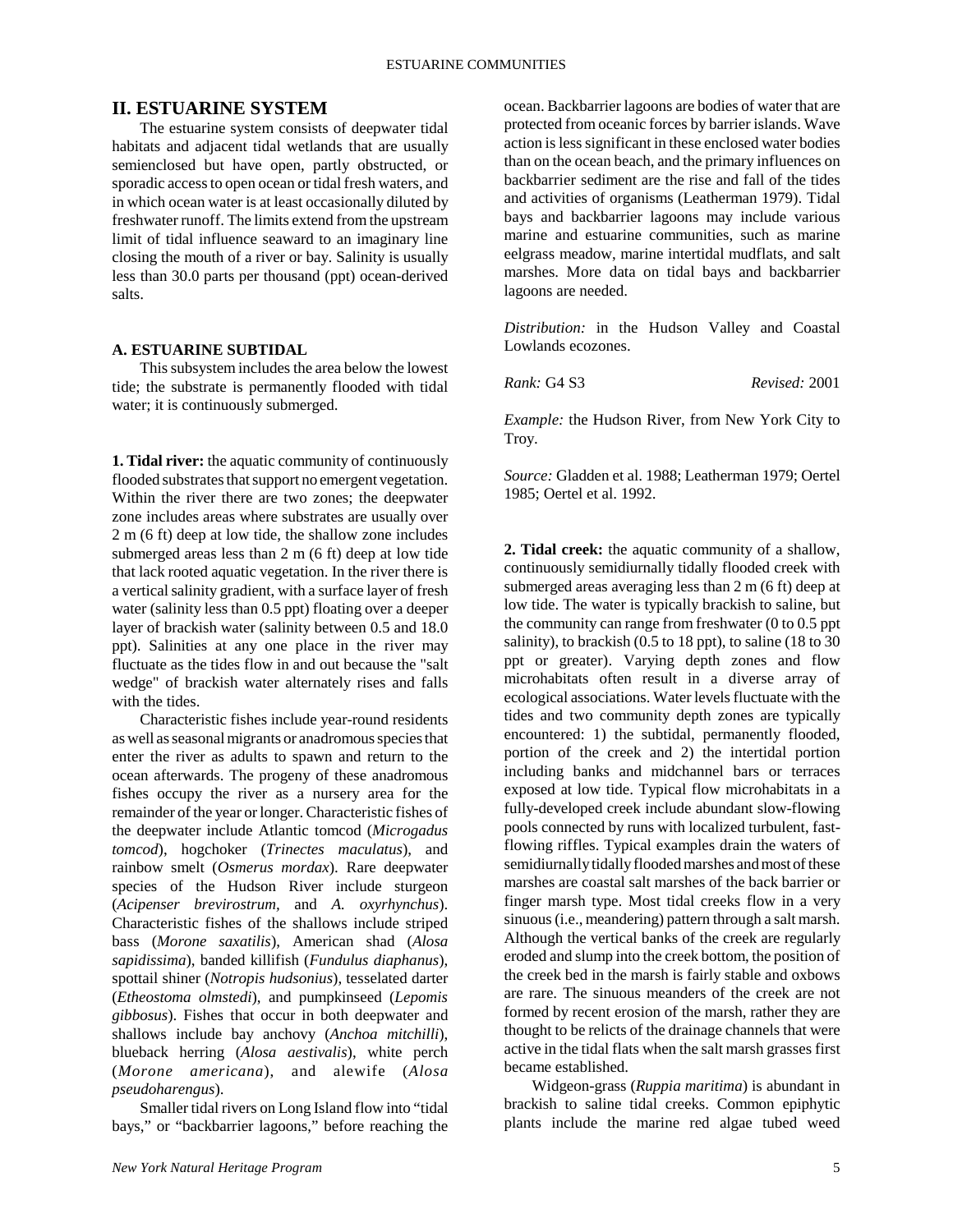## II. ESTUARINE SYSTEM

The estuarine system consists of deepwater tidal habitats and adjacent tidal wetlands that are usually semienclosed but have open, partly obstructed, or sporadic access to open ocean or tidal fresh waters, and in which ocean water is at least occasionally diluted by freshwater runoff. The limits extend from the upstream limit of tidal influence seaward to an imaginary line closing the mouth of a river or bay. Salinity is usually less than 30.0 parts per thousand (ppt) ocean-derived salts.

### A. ESTUARINE SUBTIDAL

This subsystem includes the area below the lowest tide; the substrate is permanently flooded with tidal water; it is continuously submerged.

**1. Tidal river:** the aquatic community of continuously flooded substrates that support no emergent vegetation. Within the river there are two zones; the deepwater zone includes areas where substrates are usually over 2 m (6 ft) deep at low tide, the shallow zone includes submerged areas less than 2 m (6 ft) deep at low tide that lack rooted aquatic vegetation. In the river there is a vertical salinity gradient, with a surface layer of fresh water (salinity less than 0.5 ppt) floating over a deeper layer of brackish water (salinity between 0.5 and 18.0 ppt). Salinities at any one place in the river may fluctuate as the tides flow in and out because the "salt wedge" of brackish water alternately rises and falls with the tides.

Characteristic fishes include year-round residents as well as seasonal migrants or anadromous species that enter the river as adults to spawn and return to the ocean afterwards. The progeny of these anadromous fishes occupy the river as a nursery area for the remainder of the year or longer. Characteristic fishes of the deepwater include Atlantic tomcod (*Microgadus tomcod*), hogchoker (*Trinectes maculatus*), and rainbow smelt (*Osmerus mordax*). Rare deepwater species of the Hudson River include sturgeon (*Acipenser brevirostrum*, and *A. oxyrhynchus*). Characteristic fishes of the shallows include striped bass (*Morone saxatilis*), American shad (*Alosa sapidissima*), banded killifish (*Fundulus diaphanus*), spottail shiner (*Notropis hudsonius*), tesselated darter (*Etheostoma olmstedi*), and pumpkinseed (*Lepomis gibbosus*). Fishes that occur in both deepwater and shallows include bay anchovy (*Anchoa mitchilli*), blueback herring (*Alosa aestivalis*), white perch (*Morone americana*), and alewife (*Alosa pseudoharengus*).

Smaller tidal rivers on Long Island flow into "tidal bays," or "backbarrier lagoons," before reaching the ocean. Backbarrier lagoons are bodies of water that are protected from oceanic forces by barrier islands. Wave action is less significant in these enclosed water bodies than on the ocean beach, and the primary influences on backbarrier sediment are the rise and fall of the tides and activities of organisms (Leatherman 1979). Tidal bays and backbarrier lagoons may include various marine and estuarine communities, such as marine eelgrass meadow, marine intertidal mudflats, and salt marshes. More data on tidal bays and backbarrier lagoons are needed.

*Distribution:* in the Hudson Valley and Coastal Lowlands ecozones.

*Rank:* G4 S3 *Revised:* 2001

*Example:* the Hudson River, from New York City to Troy.

*Source:* Gladden et al. 1988; Leatherman 1979; Oertel 1985; Oertel et al. 1992.

**2. Tidal creek:** the aquatic community of a shallow, continuously semidiurnally tidally flooded creek with submerged areas averaging less than 2 m (6 ft) deep at low tide. The water is typically brackish to saline, but the community can range from freshwater (0 to 0.5 ppt salinity), to brackish (0.5 to 18 ppt), to saline (18 to 30 ppt or greater). Varying depth zones and flow microhabitats often result in a diverse array of ecological associations. Water levels fluctuate with the tides and two community depth zones are typically encountered: 1) the subtidal, permanently flooded, portion of the creek and 2) the intertidal portion including banks and midchannel bars or terraces exposed at low tide. Typical flow microhabitats in a fully-developed creek include abundant slow-flowing pools connected by runs with localized turbulent, fast-flowing riffles. Typical examples drain the waters of semidiurnally tidally flooded marshes and most of these marshes are coastal salt marshes of the back barrier or finger marsh type. Most tidal creeks flow in a very sinuous (i.e., meandering) pattern through a salt marsh. Although the vertical banks of the creek are regularly eroded and slump into the creek bottom, the position of the creek bed in the marsh is fairly stable and oxbows are rare. The sinuous meanders of the creek are not formed by recent erosion of the marsh, rather they are thought to be relicts of the drainage channels that were active in the tidal flats when the salt marsh grasses first became established.

Widgeon-grass (*Ruppia maritima*) is abundant in brackish to saline tidal creeks. Common epiphytic plants include the marine red algae tubed weed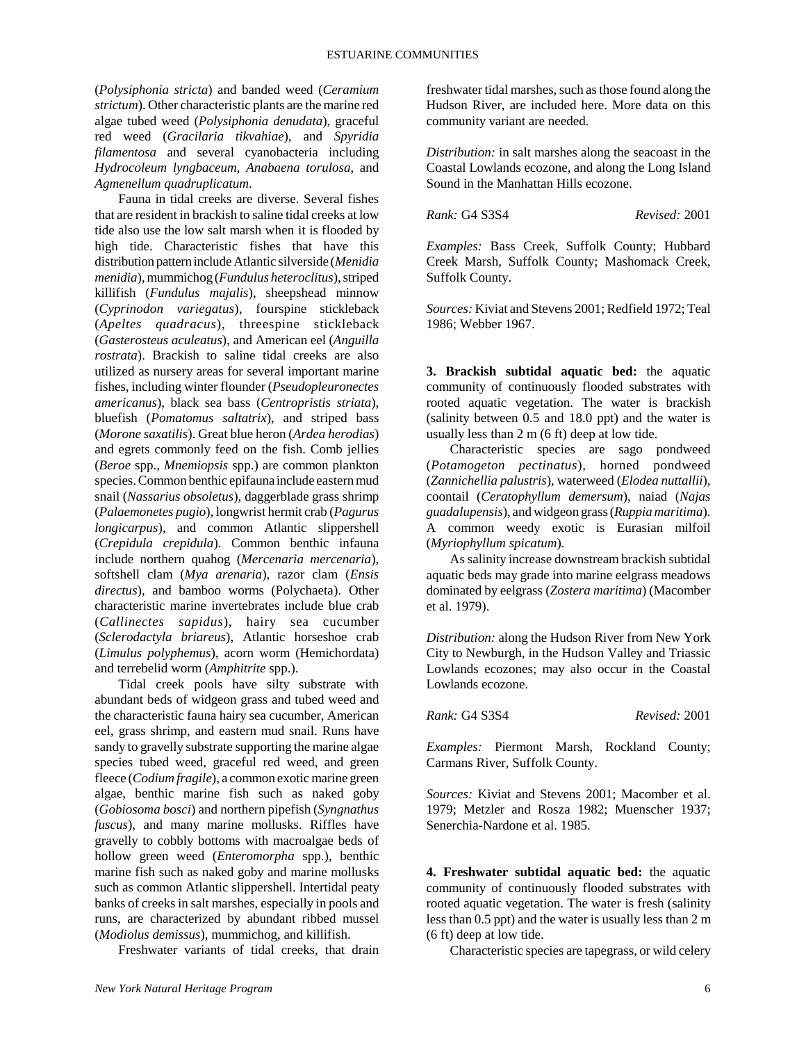(*Polysiphonia stricta*) and banded weed (*Ceramium strictum*). Other characteristic plants are the marine red algae tubed weed (*Polysiphonia denudata*), graceful red weed (*Gracilaria tikvahiae*), and *Spyridia filamentosa* and several cyanobacteria including *Hydrocoleum lyngbaceum*, *Anabaena torulosa*, and *Agmenellum quadruplicatum*.

Fauna in tidal creeks are diverse. Several fishes that are resident in brackish to saline tidal creeks at low tide also use the low salt marsh when it is flooded by high tide. Characteristic fishes that have this distribution pattern include Atlantic silverside (*Menidia menidia*), mummichog (*Fundulus heteroclitus*), striped killifish (*Fundulus majalis*), sheepshead minnow (*Cyprinodon variegatus*), fourspine stickleback (*Apeltes quadracus*), threespine stickleback (*Gasterosteus aculeatus*), and American eel (*Anguilla rostrata*). Brackish to saline tidal creeks are also utilized as nursery areas for several important marine fishes, including winter flounder (*Pseudopleuronectes americanus*), black sea bass (*Centropristis striata*), bluefish (*Pomatomus saltatrix*), and striped bass (*Morone saxatilis*). Great blue heron (*Ardea herodias*) and egrets commonly feed on the fish. Comb jellies (*Beroe* spp., *Mnemiopsis* spp.) are common plankton species. Common benthic epifauna include eastern mud snail (*Nassarius obsoletus*), daggerblade grass shrimp (*Palaemonetes pugio*), longwrist hermit crab (*Pagurus longicarpus*), and common Atlantic slippershell (*Crepidula crepidula*). Common benthic infauna include northern quahog (*Mercenaria mercenaria*), softshell clam (*Mya arenaria*), razor clam (*Ensis directus*), and bamboo worms (Polychaeta). Other characteristic marine invertebrates include blue crab (*Callinectes sapidus*), hairy sea cucumber (*Sclerodactyla briareus*), Atlantic horseshoe crab (*Limulus polyphemus*), acorn worm (Hemichordata) and terrebelid worm (*Amphitrite* spp.).

Tidal creek pools have silty substrate with abundant beds of widgeon grass and tubed weed and the characteristic fauna hairy sea cucumber, American eel, grass shrimp, and eastern mud snail. Runs have sandy to gravelly substrate supporting the marine algae species tubed weed, graceful red weed, and green fleece (*Codium fragile*), a common exotic marine green algae, benthic marine fish such as naked goby (*Gobiosoma bosci*) and northern pipefish (*Syngnathus fuscus*), and many marine mollusks. Riffles have gravelly to cobbly bottoms with macroalgae beds of hollow green weed (*Enteromorpha* spp.), benthic marine fish such as naked goby and marine mollusks such as common Atlantic slippershell. Intertidal peaty banks of creeks in salt marshes, especially in pools and runs, are characterized by abundant ribbed mussel (*Modiolus demissus*), mummichog, and killifish.

Freshwater variants of tidal creeks, that drain freshwater tidal marshes, such as those found along the Hudson River, are included here. More data on this community variant are needed.

*Distribution:* in salt marshes along the seacoast in the Coastal Lowlands ecozone, and along the Long Island Sound in the Manhattan Hills ecozone.

*Rank:* G4 S3S4 *Revised:* 2001

*Examples:* Bass Creek, Suffolk County; Hubbard Creek Marsh, Suffolk County; Mashomack Creek, Suffolk County.

*Sources:* Kiviat and Stevens 2001; Redfield 1972; Teal 1986; Webber 1967.

**3. Brackish subtidal aquatic bed:** the aquatic community of continuously flooded substrates with rooted aquatic vegetation. The water is brackish (salinity between 0.5 and 18.0 ppt) and the water is usually less than 2 m (6 ft) deep at low tide.

Characteristic species are sago pondweed (*Potamogeton pectinatus*), horned pondweed (*Zannichellia palustris*), waterweed (*Elodea nuttallii*), coontail (*Ceratophyllum demersum*), naiad (*Najas guadalupensis*), and widgeon grass (*Ruppia maritima*). A common weedy exotic is Eurasian milfoil (*Myriophyllum spicatum*).

As salinity increase downstream brackish subtidal aquatic beds may grade into marine eelgrass meadows dominated by eelgrass (*Zostera maritima*) (Macomber et al. 1979).

*Distribution:* along the Hudson River from New York City to Newburgh, in the Hudson Valley and Triassic Lowlands ecozones; may also occur in the Coastal Lowlands ecozone.

*Rank:* G4 S3S4 *Revised:* 2001

*Examples:* Piermont Marsh, Rockland County; Carmans River, Suffolk County.

*Sources:* Kiviat and Stevens 2001; Macomber et al. 1979; Metzler and Rosza 1982; Muenscher 1937; Senerchia-Nardone et al. 1985.

**4. Freshwater subtidal aquatic bed:** the aquatic community of continuously flooded substrates with rooted aquatic vegetation. The water is fresh (salinity less than 0.5 ppt) and the water is usually less than 2 m (6 ft) deep at low tide.

Characteristic species are tapegrass, or wild celery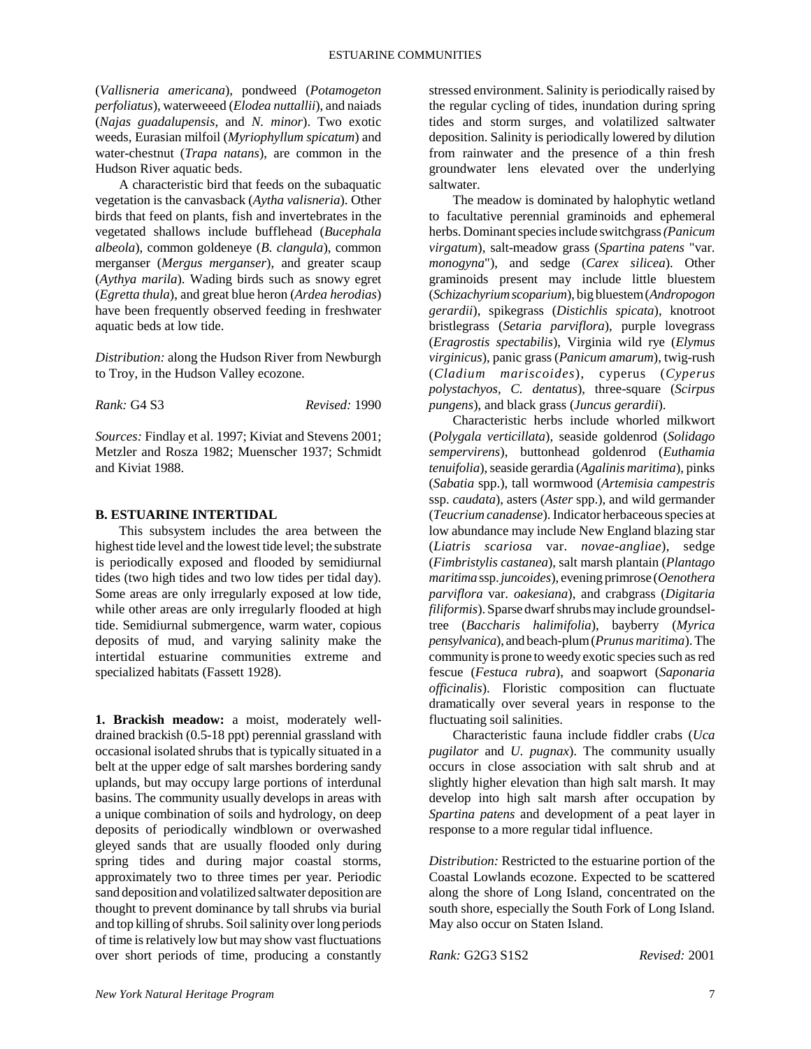(*Vallisneria americana*), pondweed (*Potamogeton perfoliatus*), waterweeed (*Elodea nuttallii*), and naiads (*Najas guadalupensis*, and *N. minor*). Two exotic weeds, Eurasian milfoil (*Myriophyllum spicatum*) and water-chestnut (*Trapa natans*), are common in the Hudson River aquatic beds.

A characteristic bird that feeds on the subaquatic vegetation is the canvasback (*Aytha valisneria*). Other birds that feed on plants, fish and invertebrates in the vegetated shallows include bufflehead (*Bucephala albeola*), common goldeneye (*B. clangula*), common merganser (*Mergus merganser*), and greater scaup (*Aythya marila*). Wading birds such as snowy egret (*Egretta thula*), and great blue heron (*Ardea herodias*) have been frequently observed feeding in freshwater aquatic beds at low tide.

*Distribution:* along the Hudson River from Newburgh to Troy, in the Hudson Valley ecozone.

*Rank:* G4 S3 *Revised:* 1990

*Sources:* Findlay et al. 1997; Kiviat and Stevens 2001; Metzler and Rosza 1982; Muenscher 1937; Schmidt and Kiviat 1988.

## B. ESTUARINE INTERTIDAL

This subsystem includes the area between the highest tide level and the lowest tide level; the substrate is periodically exposed and flooded by semidiurnal tides (two high tides and two low tides per tidal day). Some areas are only irregularly exposed at low tide, while other areas are only irregularly flooded at high tide. Semidiurnal submergence, warm water, copious deposits of mud, and varying salinity make the intertidal estuarine communities extreme and specialized habitats (Fassett 1928).

**1. Brackish meadow:** a moist, moderately well-drained brackish (0.5-18 ppt) perennial grassland with occasional isolated shrubs that is typically situated in a belt at the upper edge of salt marshes bordering sandy uplands, but may occupy large portions of interdunal basins. The community usually develops in areas with a unique combination of soils and hydrology, on deep deposits of periodically windblown or overwashed gleyed sands that are usually flooded only during spring tides and during major coastal storms, approximately two to three times per year. Periodic sand deposition and volatilized saltwater deposition are thought to prevent dominance by tall shrubs via burial and top killing of shrubs. Soil salinity over long periods of time is relatively low but may show vast fluctuations over short periods of time, producing a constantly stressed environment. Salinity is periodically raised by the regular cycling of tides, inundation during spring tides and storm surges, and volatilized saltwater deposition. Salinity is periodically lowered by dilution from rainwater and the presence of a thin fresh groundwater lens elevated over the underlying saltwater.

The meadow is dominated by halophytic wetland to facultative perennial graminoids and ephemeral herbs. Dominant species include switchgrass (*Panicum virgatum*), salt-meadow grass (*Spartina patens* "var. *monogyna*"), and sedge (*Carex silicea*). Other graminoids present may include little bluestem (*Schizachyrium scoparium*), big bluestem (*Andropogon gerardii*), spikegrass (*Distichlis spicata*), knotroot bristlegrass (*Setaria parviflora*), purple lovegrass (*Eragrostis spectabilis*), Virginia wild rye (*Elymus virginicus*), panic grass (*Panicum amarum*), twig-rush (*Cladium mariscoides*), cyperus (*Cyperus polystachyos*, *C. dentatus*), three-square (*Scirpus pungens*), and black grass (*Juncus gerardii*).

Characteristic herbs include whorled milkwort (*Polygala verticillata*), seaside goldenrod (*Solidago sempervirens*), buttonhead goldenrod (*Euthamia tenuifolia*), seaside gerardia (*Agalinis maritima*), pinks (*Sabatia* spp.), tall wormwood (*Artemisia campestris* ssp. *caudata*), asters (*Aster* spp.), and wild germander (*Teucrium canadense*). Indicator herbaceous species at low abundance may include New England blazing star (*Liatris scariosa* var. *novae-angliae*), sedge (*Fimbristylis castanea*), salt marsh plantain (*Plantago maritima* ssp. *juncoides*), evening primrose (*Oenothera parviflora* var. *oakesiana*), and crabgrass (*Digitaria filiformis*). Sparse dwarf shrubs may include groundsel-tree (*Baccharis halimifolia*), bayberry (*Myrica pensylvanica*), and beach-plum (*Prunus maritima*). The community is prone to weedy exotic species such as red fescue (*Festuca rubra*), and soapwort (*Saponaria officinalis*). Floristic composition can fluctuate dramatically over several years in response to the fluctuating soil salinities.

Characteristic fauna include fiddler crabs (*Uca pugilator* and *U. pugnax*). The community usually occurs in close association with salt shrub and at slightly higher elevation than high salt marsh. It may develop into high salt marsh after occupation by *Spartina patens* and development of a peat layer in response to a more regular tidal influence.

*Distribution:* Restricted to the estuarine portion of the Coastal Lowlands ecozone. Expected to be scattered along the shore of Long Island, concentrated on the south shore, especially the South Fork of Long Island. May also occur on Staten Island.

*Rank:* G2G3 S1S2 *Revised:* 2001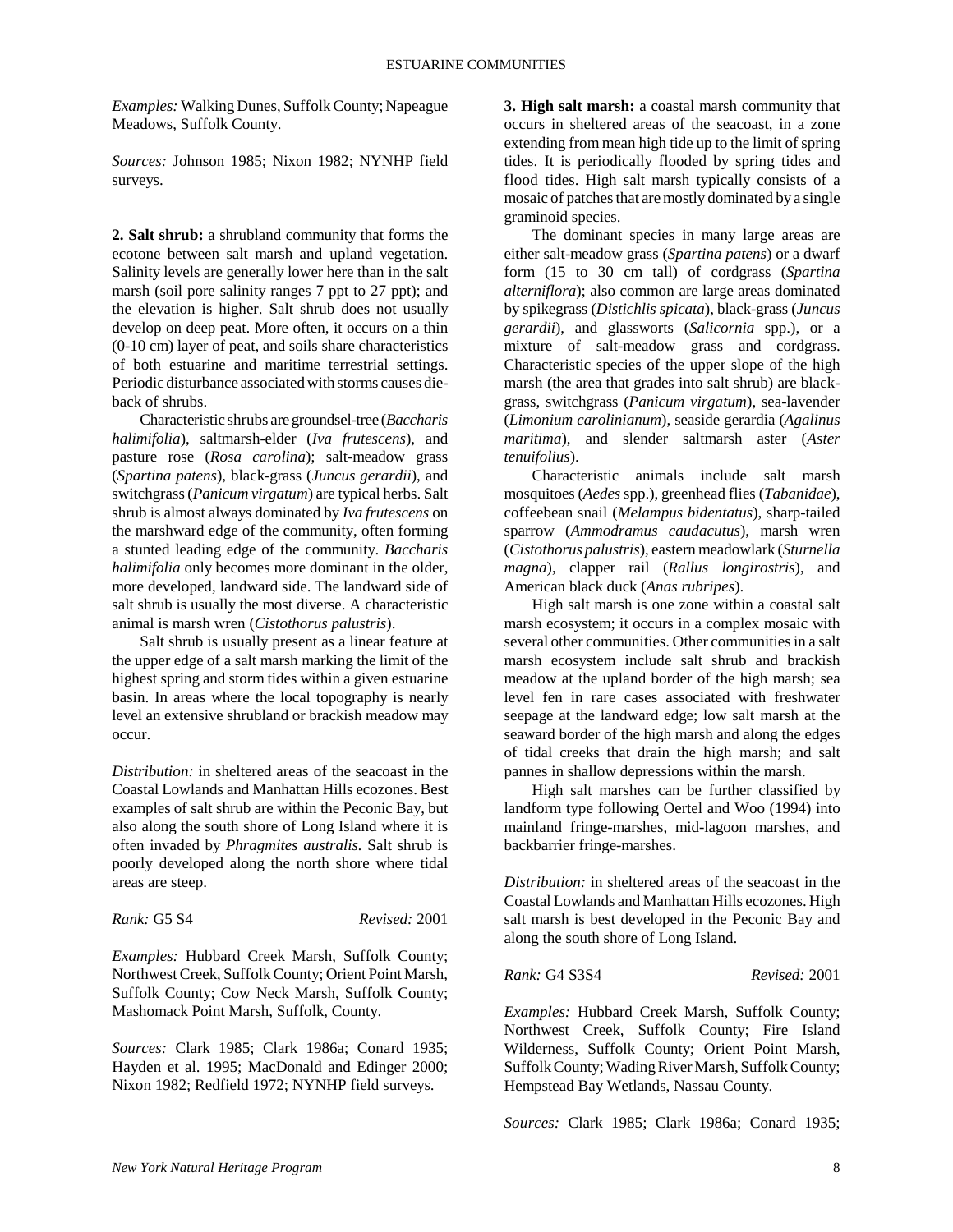*Examples:* Walking Dunes, Suffolk County; Napeague Meadows, Suffolk County.

*Sources:* Johnson 1985; Nixon 1982; NYNHP field surveys.

**2. Salt shrub:** a shrubland community that forms the ecotone between salt marsh and upland vegetation. Salinity levels are generally lower here than in the salt marsh (soil pore salinity ranges 7 ppt to 27 ppt); and the elevation is higher. Salt shrub does not usually develop on deep peat. More often, it occurs on a thin (0-10 cm) layer of peat, and soils share characteristics of both estuarine and maritime terrestrial settings. Periodic disturbance associated with storms causes die-back of shrubs.

Characteristic shrubs are groundsel-tree (*Baccharis halimifolia*), saltmarsh-elder (*Iva frutescens*), and pasture rose (*Rosa carolina*); salt-meadow grass (*Spartina patens*), black-grass (*Juncus gerardii*), and switchgrass (*Panicum virgatum*) are typical herbs. Salt shrub is almost always dominated by *Iva frutescens* on the marshward edge of the community, often forming a stunted leading edge of the community. *Baccharis halimifolia* only becomes more dominant in the older, more developed, landward side. The landward side of salt shrub is usually the most diverse. A characteristic animal is marsh wren (*Cistothorus palustris*).

Salt shrub is usually present as a linear feature at the upper edge of a salt marsh marking the limit of the highest spring and storm tides within a given estuarine basin. In areas where the local topography is nearly level an extensive shrubland or brackish meadow may occur.

*Distribution:* in sheltered areas of the seacoast in the Coastal Lowlands and Manhattan Hills ecozones. Best examples of salt shrub are within the Peconic Bay, but also along the south shore of Long Island where it is often invaded by *Phragmites australis.* Salt shrub is poorly developed along the north shore where tidal areas are steep.

*Rank:* G5 S4 *Revised:* 2001

*Examples:* Hubbard Creek Marsh, Suffolk County; Northwest Creek, Suffolk County; Orient Point Marsh, Suffolk County; Cow Neck Marsh, Suffolk County; Mashomack Point Marsh, Suffolk, County.

*Sources:* Clark 1985; Clark 1986a; Conard 1935; Hayden et al. 1995; MacDonald and Edinger 2000; Nixon 1982; Redfield 1972; NYNHP field surveys.

**3. High salt marsh:** a coastal marsh community that occurs in sheltered areas of the seacoast, in a zone extending from mean high tide up to the limit of spring tides. It is periodically flooded by spring tides and flood tides. High salt marsh typically consists of a mosaic of patches that are mostly dominated by a single graminoid species.

The dominant species in many large areas are either salt-meadow grass (*Spartina patens*) or a dwarf form (15 to 30 cm tall) of cordgrass (*Spartina alterniflora*); also common are large areas dominated by spikegrass (*Distichlis spicata*), black-grass (*Juncus gerardii*), and glassworts (*Salicornia* spp.), or a mixture of salt-meadow grass and cordgrass. Characteristic species of the upper slope of the high marsh (the area that grades into salt shrub) are black-grass, switchgrass (*Panicum virgatum*), sea-lavender (*Limonium carolinianum*), seaside gerardia (*Agalinus maritima*), and slender saltmarsh aster (*Aster tenuifolius*).

Characteristic animals include salt marsh mosquitoes (*Aedes* spp.), greenhead flies (*Tabanidae*), coffeebean snail (*Melampus bidentatus*), sharp-tailed sparrow (*Ammodramus caudacutus*), marsh wren (*Cistothorus palustris*), eastern meadowlark (*Sturnella magna*), clapper rail (*Rallus longirostris*), and American black duck (*Anas rubripes*).

High salt marsh is one zone within a coastal salt marsh ecosystem; it occurs in a complex mosaic with several other communities. Other communities in a salt marsh ecosystem include salt shrub and brackish meadow at the upland border of the high marsh; sea level fen in rare cases associated with freshwater seepage at the landward edge; low salt marsh at the seaward border of the high marsh and along the edges of tidal creeks that drain the high marsh; and salt pannes in shallow depressions within the marsh.

High salt marshes can be further classified by landform type following Oertel and Woo (1994) into mainland fringe-marshes, mid-lagoon marshes, and backbarrier fringe-marshes.

*Distribution:* in sheltered areas of the seacoast in the Coastal Lowlands and Manhattan Hills ecozones. High salt marsh is best developed in the Peconic Bay and along the south shore of Long Island.

*Rank:* G4 S3S4 *Revised:* 2001

*Examples:* Hubbard Creek Marsh, Suffolk County; Northwest Creek, Suffolk County; Fire Island Wilderness, Suffolk County; Orient Point Marsh, Suffolk County; Wading River Marsh, Suffolk County; Hempstead Bay Wetlands, Nassau County.

*Sources:* Clark 1985; Clark 1986a; Conard 1935;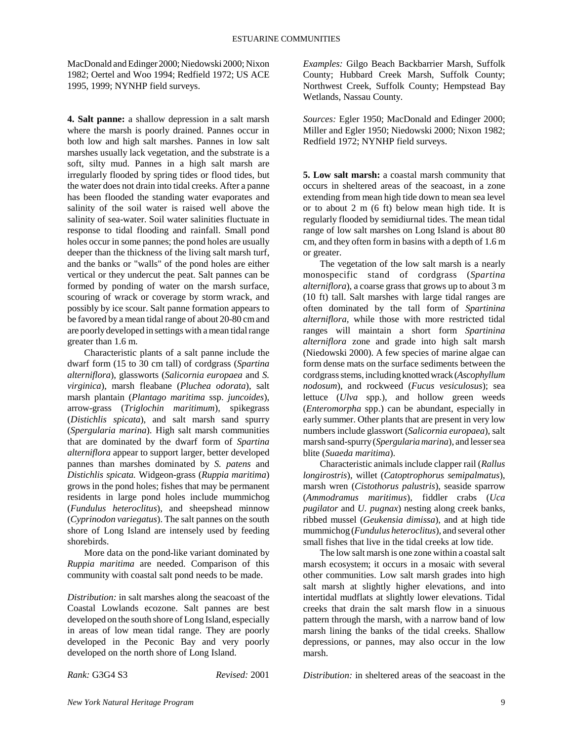MacDonald and Edinger 2000; Niedowski 2000; Nixon 1982; Oertel and Woo 1994; Redfield 1972; US ACE 1995, 1999; NYNHP field surveys.

**4. Salt panne:** a shallow depression in a salt marsh where the marsh is poorly drained. Pannes occur in both low and high salt marshes. Pannes in low salt marshes usually lack vegetation, and the substrate is a soft, silty mud. Pannes in a high salt marsh are irregularly flooded by spring tides or flood tides, but the water does not drain into tidal creeks. After a panne has been flooded the standing water evaporates and salinity of the soil water is raised well above the salinity of sea-water. Soil water salinities fluctuate in response to tidal flooding and rainfall. Small pond holes occur in some pannes; the pond holes are usually deeper than the thickness of the living salt marsh turf, and the banks or "walls" of the pond holes are either vertical or they undercut the peat. Salt pannes can be formed by ponding of water on the marsh surface, scouring of wrack or coverage by storm wrack, and possibly by ice scour. Salt panne formation appears to be favored by a mean tidal range of about 20-80 cm and are poorly developed in settings with a mean tidal range greater than 1.6 m.

Characteristic plants of a salt panne include the dwarf form (15 to 30 cm tall) of cordgrass (*Spartina alterniflora*), glassworts (*Salicornia europaea* and *S. virginica*), marsh fleabane (*Pluchea odorata*), salt marsh plantain (*Plantago maritima* ssp. *juncoides*), arrow-grass (*Triglochin maritimum*), spikegrass (*Distichlis spicata*), and salt marsh sand spurry (*Spergularia marina*). High salt marsh communities that are dominated by the dwarf form of *Spartina alterniflora* appear to support larger, better developed pannes than marshes dominated by *S. patens* and *Distichlis spicata.* Widgeon-grass (*Ruppia maritima*) grows in the pond holes; fishes that may be permanent residents in large pond holes include mummichog (*Fundulus heteroclitus*), and sheepshead minnow (*Cyprinodon variegatus*). The salt pannes on the south shore of Long Island are intensely used by feeding shorebirds.

More data on the pond-like variant dominated by *Ruppia maritima* are needed. Comparison of this community with coastal salt pond needs to be made.

*Distribution:* in salt marshes along the seacoast of the Coastal Lowlands ecozone. Salt pannes are best developed on the south shore of Long Island, especially in areas of low mean tidal range. They are poorly developed in the Peconic Bay and very poorly developed on the north shore of Long Island.

*Rank:* G3G4 S3 *Revised:* 2001

*Examples:* Gilgo Beach Backbarrier Marsh, Suffolk County; Hubbard Creek Marsh, Suffolk County; Northwest Creek, Suffolk County; Hempstead Bay Wetlands, Nassau County.

*Sources:* Egler 1950; MacDonald and Edinger 2000; Miller and Egler 1950; Niedowski 2000; Nixon 1982; Redfield 1972; NYNHP field surveys.

**5. Low salt marsh:** a coastal marsh community that occurs in sheltered areas of the seacoast, in a zone extending from mean high tide down to mean sea level or to about 2 m (6 ft) below mean high tide. It is regularly flooded by semidiurnal tides. The mean tidal range of low salt marshes on Long Island is about 80 cm, and they often form in basins with a depth of 1.6 m or greater.

The vegetation of the low salt marsh is a nearly monospecific stand of cordgrass (*Spartina alterniflora*), a coarse grass that grows up to about 3 m (10 ft) tall. Salt marshes with large tidal ranges are often dominated by the tall form of *Spartinina alterniflora,* while those with more restricted tidal ranges will maintain a short form *Spartinina alterniflora* zone and grade into high salt marsh (Niedowski 2000). A few species of marine algae can form dense mats on the surface sediments between the cordgrass stems, including knotted wrack (*Ascophyllum nodosum*), and rockweed (*Fucus vesiculosus*); sea lettuce (*Ulva* spp.), and hollow green weeds (*Enteromorpha* spp.) can be abundant, especially in early summer. Other plants that are present in very low numbers include glasswort (*Salicornia europaea*), salt marsh sand-spurry (*Spergularia marina*), and lesser sea blite (*Suaeda maritima*).

Characteristic animals include clapper rail (*Rallus longirostris*), willet (*Catoptrophorus semipalmatus*), marsh wren (*Cistothorus palustris*), seaside sparrow (*Ammodramus maritimus*), fiddler crabs (*Uca pugilator* and *U. pugnax*) nesting along creek banks, ribbed mussel (*Geukensia dimissa*), and at high tide mummichog (*Fundulus heteroclitus*), and several other small fishes that live in the tidal creeks at low tide.

The low salt marsh is one zone within a coastal salt marsh ecosystem; it occurs in a mosaic with several other communities. Low salt marsh grades into high salt marsh at slightly higher elevations, and into intertidal mudflats at slightly lower elevations. Tidal creeks that drain the salt marsh flow in a sinuous pattern through the marsh, with a narrow band of low marsh lining the banks of the tidal creeks. Shallow depressions, or pannes, may also occur in the low marsh.

*Distribution:* in sheltered areas of the seacoast in the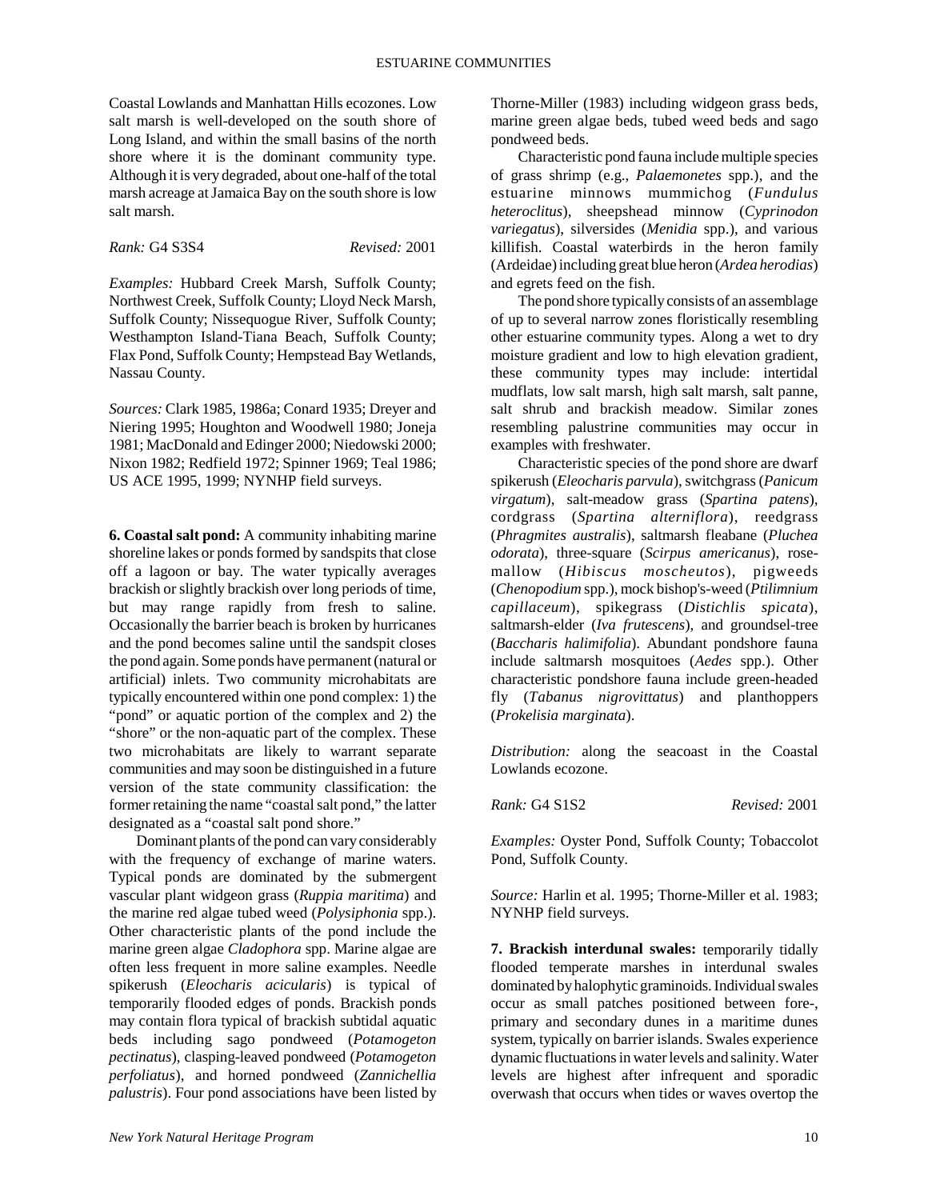Coastal Lowlands and Manhattan Hills ecozones. Low salt marsh is well-developed on the south shore of Long Island, and within the small basins of the north shore where it is the dominant community type. Although it is very degraded, about one-half of the total marsh acreage at Jamaica Bay on the south shore is low salt marsh.

*Rank:* G4 S3S4 *Revised:* 2001

*Examples:* Hubbard Creek Marsh, Suffolk County; Northwest Creek, Suffolk County; Lloyd Neck Marsh, Suffolk County; Nissequogue River, Suffolk County; Westhampton Island-Tiana Beach, Suffolk County; Flax Pond, Suffolk County; Hempstead Bay Wetlands, Nassau County.

*Sources:* Clark 1985, 1986a; Conard 1935; Dreyer and Niering 1995; Houghton and Woodwell 1980; Joneja 1981; MacDonald and Edinger 2000; Niedowski 2000; Nixon 1982; Redfield 1972; Spinner 1969; Teal 1986; US ACE 1995, 1999; NYNHP field surveys.

**6. Coastal salt pond:** A community inhabiting marine shoreline lakes or ponds formed by sandspits that close off a lagoon or bay. The water typically averages brackish or slightly brackish over long periods of time, but may range rapidly from fresh to saline. Occasionally the barrier beach is broken by hurricanes and the pond becomes saline until the sandspit closes the pond again. Some ponds have permanent (natural or artificial) inlets. Two community microhabitats are typically encountered within one pond complex: 1) the "pond" or aquatic portion of the complex and 2) the "shore" or the non-aquatic part of the complex. These two microhabitats are likely to warrant separate communities and may soon be distinguished in a future version of the state community classification: the former retaining the name "coastal salt pond," the latter designated as a "coastal salt pond shore."

Dominant plants of the pond can vary considerably with the frequency of exchange of marine waters. Typical ponds are dominated by the submergent vascular plant widgeon grass (*Ruppia maritima*) and the marine red algae tubed weed (*Polysiphonia* spp.). Other characteristic plants of the pond include the marine green algae *Cladophora* spp. Marine algae are often less frequent in more saline examples. Needle spikerush (*Eleocharis acicularis*) is typical of temporarily flooded edges of ponds. Brackish ponds may contain flora typical of brackish subtidal aquatic beds including sago pondweed (*Potamogeton pectinatus*), clasping-leaved pondweed (*Potamogeton perfoliatus*), and horned pondweed (*Zannichellia palustris*). Four pond associations have been listed by Thorne-Miller (1983) including widgeon grass beds, marine green algae beds, tubed weed beds and sago pondweed beds.

Characteristic pond fauna include multiple species of grass shrimp (e.g., *Palaemonetes* spp.), and the estuarine minnows mummichog (*Fundulus heteroclitus*), sheepshead minnow (*Cyprinodon variegatus*), silversides (*Menidia* spp.), and various killifish. Coastal waterbirds in the heron family (Ardeidae) including great blue heron (*Ardea herodias*) and egrets feed on the fish.

The pond shore typically consists of an assemblage of up to several narrow zones floristically resembling other estuarine community types. Along a wet to dry moisture gradient and low to high elevation gradient, these community types may include: intertidal mudflats, low salt marsh, high salt marsh, salt panne, salt shrub and brackish meadow. Similar zones resembling palustrine communities may occur in examples with freshwater.

Characteristic species of the pond shore are dwarf spikerush (*Eleocharis parvula*), switchgrass (*Panicum virgatum*), salt-meadow grass (*Spartina patens*), cordgrass (*Spartina alterniflora*), reedgrass (*Phragmites australis*), saltmarsh fleabane (*Pluchea odorata*), three-square (*Scirpus americanus*), rose-mallow (*Hibiscus moscheutos*), pigweeds (*Chenopodium* spp.), mock bishop's-weed (*Ptilimnium capillaceum*), spikegrass (*Distichlis spicata*), saltmarsh-elder (*Iva frutescens*), and groundsel-tree (*Baccharis halimifolia*). Abundant pondshore fauna include saltmarsh mosquitoes (*Aedes* spp.). Other characteristic pondshore fauna include green-headed fly (*Tabanus nigrovittatus*) and planthoppers (*Prokelisia marginata*).

*Distribution:* along the seacoast in the Coastal Lowlands ecozone.

*Rank:* G4 S1S2 *Revised:* 2001

*Examples:* Oyster Pond, Suffolk County; Tobaccolot Pond, Suffolk County.

*Source:* Harlin et al. 1995; Thorne-Miller et al. 1983; NYNHP field surveys.

**7. Brackish interdunal swales:** temporarily tidally flooded temperate marshes in interdunal swales dominated by halophytic graminoids. Individual swales occur as small patches positioned between fore-, primary and secondary dunes in a maritime dunes system, typically on barrier islands. Swales experience dynamic fluctuations in water levels and salinity. Water levels are highest after infrequent and sporadic overwash that occurs when tides or waves overtop the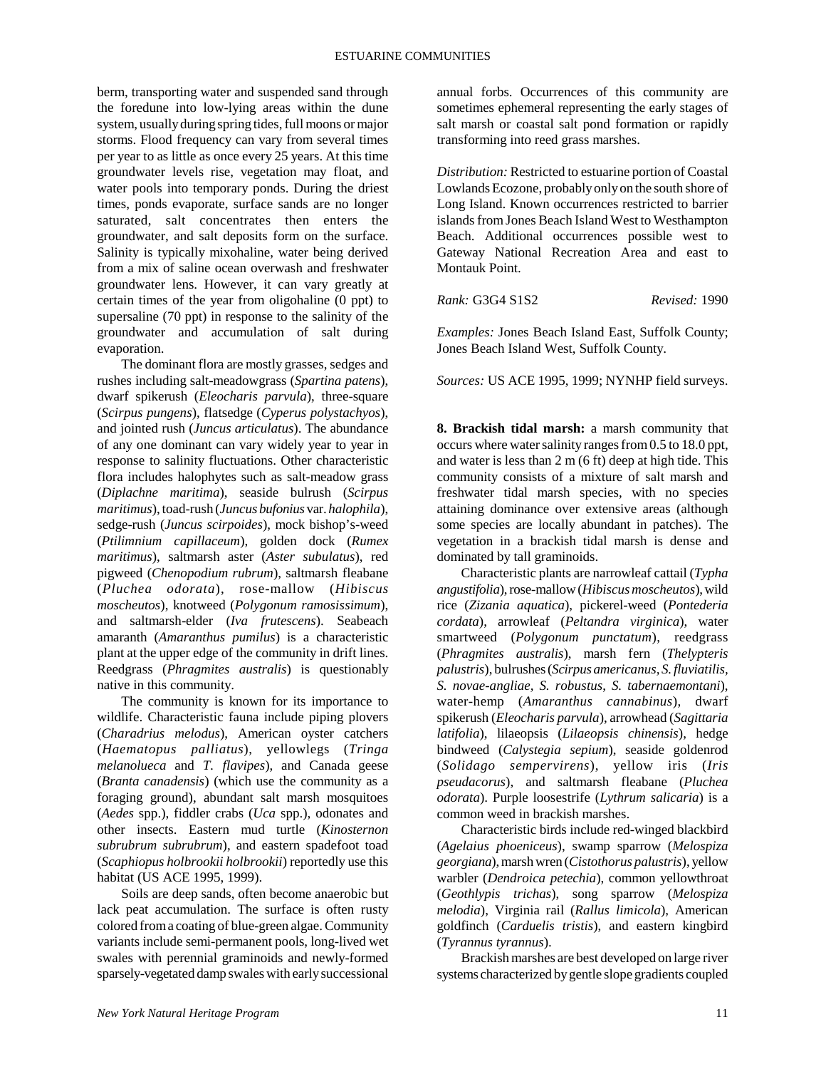berm, transporting water and suspended sand through the foredune into low-lying areas within the dune system, usually during spring tides, full moons or major storms. Flood frequency can vary from several times per year to as little as once every 25 years. At this time groundwater levels rise, vegetation may float, and water pools into temporary ponds. During the driest times, ponds evaporate, surface sands are no longer saturated, salt concentrates then enters the groundwater, and salt deposits form on the surface. Salinity is typically mixohaline, water being derived from a mix of saline ocean overwash and freshwater groundwater lens. However, it can vary greatly at certain times of the year from oligohaline (0 ppt) to supersaline (70 ppt) in response to the salinity of the groundwater and accumulation of salt during evaporation.

The dominant flora are mostly grasses, sedges and rushes including salt-meadowgrass (*Spartina patens*), dwarf spikerush (*Eleocharis parvula*), three-square (*Scirpus pungens*), flatsedge (*Cyperus polystachyos*), and jointed rush (*Juncus articulatus*). The abundance of any one dominant can vary widely year to year in response to salinity fluctuations. Other characteristic flora includes halophytes such as salt-meadow grass (*Diplachne maritima*), seaside bulrush (*Scirpus maritimus*), toad-rush (*Juncus bufonius* var. *halophila*), sedge-rush (*Juncus scirpoides*), mock bishop's-weed (*Ptilimnium capillaceum*), golden dock (*Rumex maritimus*), saltmarsh aster (*Aster subulatus*), red pigweed (*Chenopodium rubrum*), saltmarsh fleabane (*Pluchea odorata*), rose-mallow (*Hibiscus moscheutos*), knotweed (*Polygonum ramosissimum*), and saltmarsh-elder (*Iva frutescens*). Seabeach amaranth (*Amaranthus pumilus*) is a characteristic plant at the upper edge of the community in drift lines. Reedgrass (*Phragmites australis*) is questionably native in this community.

The community is known for its importance to wildlife. Characteristic fauna include piping plovers (*Charadrius melodus*), American oyster catchers (*Haematopus palliatus*), yellowlegs (*Tringa melanolueca* and *T. flavipes*), and Canada geese (*Branta canadensis*) (which use the community as a foraging ground), abundant salt marsh mosquitoes (*Aedes* spp.), fiddler crabs (*Uca* spp.), odonates and other insects. Eastern mud turtle (*Kinosternon subrubrum subrubrum*), and eastern spadefoot toad (*Scaphiopus holbrookii holbrookii*) reportedly use this habitat (US ACE 1995, 1999).

Soils are deep sands, often become anaerobic but lack peat accumulation. The surface is often rusty colored from a coating of blue-green algae. Community variants include semi-permanent pools, long-lived wet swales with perennial graminoids and newly-formed sparsely-vegetated damp swales with early successional annual forbs. Occurrences of this community are sometimes ephemeral representing the early stages of salt marsh or coastal salt pond formation or rapidly transforming into reed grass marshes.

*Distribution:* Restricted to estuarine portion of Coastal Lowlands Ecozone, probably only on the south shore of Long Island. Known occurrences restricted to barrier islands from Jones Beach Island West to Westhampton Beach. Additional occurrences possible west to Gateway National Recreation Area and east to Montauk Point.

*Rank:* G3G4 S1S2 *Revised:* 1990

*Examples:* Jones Beach Island East, Suffolk County; Jones Beach Island West, Suffolk County.

*Sources:* US ACE 1995, 1999; NYNHP field surveys.

**8. Brackish tidal marsh:** a marsh community that occurs where water salinity ranges from 0.5 to 18.0 ppt, and water is less than 2 m (6 ft) deep at high tide. This community consists of a mixture of salt marsh and freshwater tidal marsh species, with no species attaining dominance over extensive areas (although some species are locally abundant in patches). The vegetation in a brackish tidal marsh is dense and dominated by tall graminoids.

Characteristic plants are narrowleaf cattail (*Typha angustifolia*), rose-mallow (*Hibiscus moscheutos*), wild rice (*Zizania aquatica*), pickerel-weed (*Pontederia cordata*), arrowleaf (*Peltandra virginica*), water smartweed (*Polygonum punctatum*), reedgrass (*Phragmites australis*), marsh fern (*Thelypteris palustris*), bulrushes (*Scirpus americanus, S. fluviatilis, S. novae-angliae, S. robustus, S. tabernaemontani*), water-hemp (*Amaranthus cannabinus*), dwarf spikerush (*Eleocharis parvula*), arrowhead (*Sagittaria latifolia*), lilaeopsis (*Lilaeopsis chinensis*), hedge bindweed (*Calystegia sepium*), seaside goldenrod (*Solidago sempervirens*), yellow iris (*Iris pseudacorus*), and saltmarsh fleabane (*Pluchea odorata*). Purple loosestrife (*Lythrum salicaria*) is a common weed in brackish marshes.

Characteristic birds include red-winged blackbird (*Agelaius phoeniceus*), swamp sparrow (*Melospiza georgiana*), marsh wren (*Cistothorus palustris*), yellow warbler (*Dendroica petechia*), common yellowthroat (*Geothlypis trichas*), song sparrow (*Melospiza melodia*), Virginia rail (*Rallus limicola*), American goldfinch (*Carduelis tristis*), and eastern kingbird (*Tyrannus tyrannus*).

Brackish marshes are best developed on large river systems characterized by gentle slope gradients coupled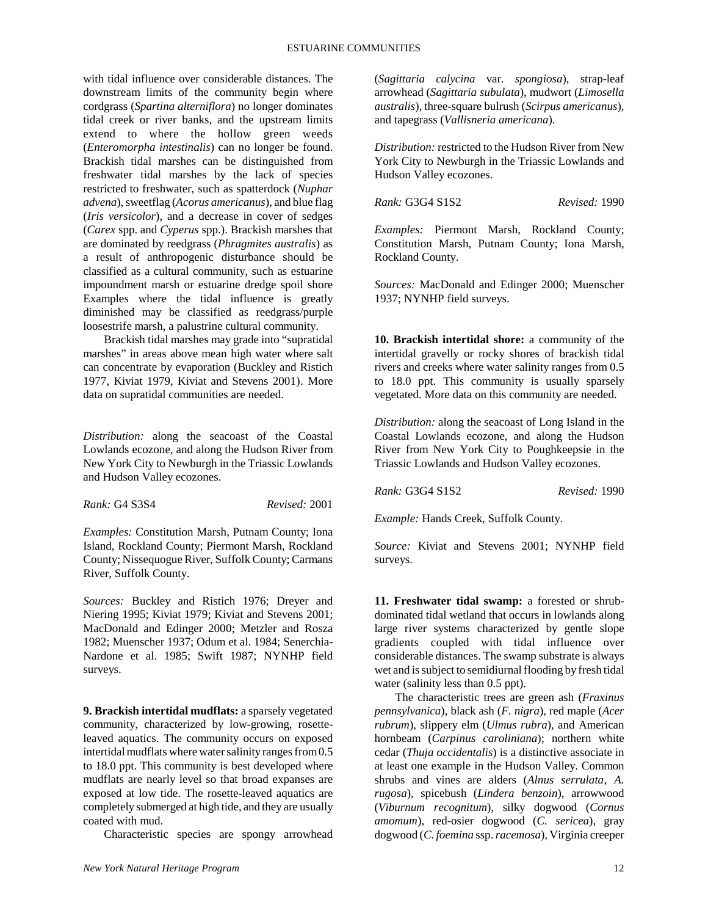with tidal influence over considerable distances. The downstream limits of the community begin where cordgrass (*Spartina alterniflora*) no longer dominates tidal creek or river banks, and the upstream limits extend to where the hollow green weeds (*Enteromorpha intestinalis*) can no longer be found. Brackish tidal marshes can be distinguished from freshwater tidal marshes by the lack of species restricted to freshwater, such as spatterdock (*Nuphar advena*), sweetflag (*Acorus americanus*), and blue flag (*Iris versicolor*), and a decrease in cover of sedges (*Carex* spp. and *Cyperus* spp.). Brackish marshes that are dominated by reedgrass (*Phragmites australis*) as a result of anthropogenic disturbance should be classified as a cultural community, such as estuarine impoundment marsh or estuarine dredge spoil shore Examples where the tidal influence is greatly diminished may be classified as reedgrass/purple loosestrife marsh, a palustrine cultural community.

Brackish tidal marshes may grade into "supratidal marshes" in areas above mean high water where salt can concentrate by evaporation (Buckley and Ristich 1977, Kiviat 1979, Kiviat and Stevens 2001). More data on supratidal communities are needed.

*Distribution:* along the seacoast of the Coastal Lowlands ecozone, and along the Hudson River from New York City to Newburgh in the Triassic Lowlands and Hudson Valley ecozones.

*Rank:* G4 S3S4 *Revised:* 2001

*Examples:* Constitution Marsh, Putnam County; Iona Island, Rockland County; Piermont Marsh, Rockland County; Nissequogue River, Suffolk County; Carmans River, Suffolk County.

*Sources:* Buckley and Ristich 1976; Dreyer and Niering 1995; Kiviat 1979; Kiviat and Stevens 2001; MacDonald and Edinger 2000; Metzler and Rosza 1982; Muenscher 1937; Odum et al. 1984; Senerchia-Nardone et al. 1985; Swift 1987; NYNHP field surveys.

**9. Brackish intertidal mudflats:** a sparsely vegetated community, characterized by low-growing, rosette-leaved aquatics. The community occurs on exposed intertidal mudflats where water salinity ranges from 0.5 to 18.0 ppt. This community is best developed where mudflats are nearly level so that broad expanses are exposed at low tide. The rosette-leaved aquatics are completely submerged at high tide, and they are usually coated with mud.

Characteristic species are spongy arrowhead (*Sagittaria calycina* var. *spongiosa*), strap-leaf arrowhead (*Sagittaria subulata*), mudwort (*Limosella australis*), three-square bulrush (*Scirpus americanus*), and tapegrass (*Vallisneria americana*).

*Distribution:* restricted to the Hudson River from New York City to Newburgh in the Triassic Lowlands and Hudson Valley ecozones.

*Rank:* G3G4 S1S2 *Revised:* 1990

*Examples:* Piermont Marsh, Rockland County; Constitution Marsh, Putnam County; Iona Marsh, Rockland County.

*Sources:* MacDonald and Edinger 2000; Muenscher 1937; NYNHP field surveys.

**10. Brackish intertidal shore:** a community of the intertidal gravelly or rocky shores of brackish tidal rivers and creeks where water salinity ranges from 0.5 to 18.0 ppt. This community is usually sparsely vegetated. More data on this community are needed.

*Distribution:* along the seacoast of Long Island in the Coastal Lowlands ecozone, and along the Hudson River from New York City to Poughkeepsie in the Triassic Lowlands and Hudson Valley ecozones.

*Rank:* G3G4 S1S2 *Revised:* 1990

*Example:* Hands Creek, Suffolk County.

*Source:* Kiviat and Stevens 2001; NYNHP field surveys.

**11. Freshwater tidal swamp:** a forested or shrub-dominated tidal wetland that occurs in lowlands along large river systems characterized by gentle slope gradients coupled with tidal influence over considerable distances. The swamp substrate is always wet and is subject to semidiurnal flooding by fresh tidal water (salinity less than 0.5 ppt).

The characteristic trees are green ash (*Fraxinus pennsylvanica*), black ash (*F. nigra*), red maple (*Acer rubrum*), slippery elm (*Ulmus rubra*), and American hornbeam (*Carpinus caroliniana*); northern white cedar (*Thuja occidentalis*) is a distinctive associate in at least one example in the Hudson Valley. Common shrubs and vines are alders (*Alnus serrulata*, *A. rugosa*), spicebush (*Lindera benzoin*), arrowwood (*Viburnum recognitum*), silky dogwood (*Cornus amomum*), red-osier dogwood (*C. sericea*), gray dogwood (*C. foemina* ssp. *racemosa*), Virginia creeper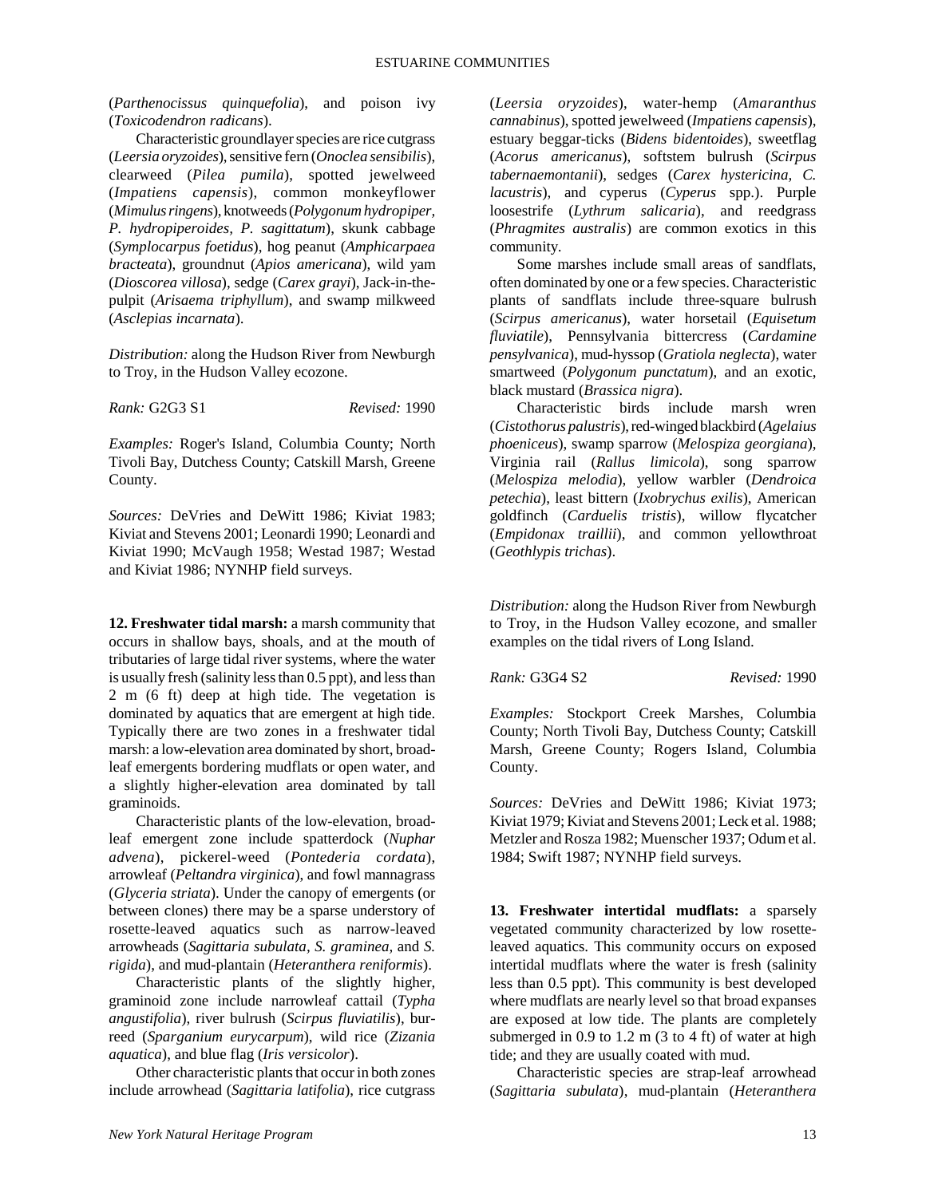(*Parthenocissus quinquefolia*), and poison ivy (*Toxicodendron radicans*).

Characteristic groundlayer species are rice cutgrass (*Leersia oryzoides*), sensitive fern (*Onoclea sensibilis*), clearweed (*Pilea pumila*), spotted jewelweed (*Impatiens capensis*), common monkeyflower (*Mimulus ringens*), knotweeds (*Polygonum hydropiper, P. hydropiperoides, P. sagittatum*), skunk cabbage (*Symplocarpus foetidus*), hog peanut (*Amphicarpaea bracteata*), groundnut (*Apios americana*), wild yam (*Dioscorea villosa*), sedge (*Carex grayi*), Jack-in-the-pulpit (*Arisaema triphyllum*), and swamp milkweed (*Asclepias incarnata*).

*Distribution:* along the Hudson River from Newburgh to Troy, in the Hudson Valley ecozone.

*Rank:* G2G3 S1 *Revised:* 1990

*Examples:* Roger's Island, Columbia County; North Tivoli Bay, Dutchess County; Catskill Marsh, Greene County.

*Sources:* DeVries and DeWitt 1986; Kiviat 1983; Kiviat and Stevens 2001; Leonardi 1990; Leonardi and Kiviat 1990; McVaugh 1958; Westad 1987; Westad and Kiviat 1986; NYNHP field surveys.

**12. Freshwater tidal marsh:** a marsh community that occurs in shallow bays, shoals, and at the mouth of tributaries of large tidal river systems, where the water is usually fresh (salinity less than 0.5 ppt), and less than 2 m (6 ft) deep at high tide. The vegetation is dominated by aquatics that are emergent at high tide. Typically there are two zones in a freshwater tidal marsh: a low-elevation area dominated by short, broad-leaf emergents bordering mudflats or open water, and a slightly higher-elevation area dominated by tall graminoids.

Characteristic plants of the low-elevation, broad-leaf emergent zone include spatterdock (*Nuphar advena*), pickerel-weed (*Pontederia cordata*), arrowleaf (*Peltandra virginica*), and fowl mannagrass (*Glyceria striata*). Under the canopy of emergents (or between clones) there may be a sparse understory of rosette-leaved aquatics such as narrow-leaved arrowheads (*Sagittaria subulata, S. graminea,* and *S. rigida*), and mud-plantain (*Heteranthera reniformis*).

Characteristic plants of the slightly higher, graminoid zone include narrowleaf cattail (*Typha angustifolia*), river bulrush (*Scirpus fluviatilis*), bur-reed (*Sparganium eurycarpum*), wild rice (*Zizania aquatica*), and blue flag (*Iris versicolor*).

Other characteristic plants that occur in both zones include arrowhead (*Sagittaria latifolia*), rice cutgrass (*Leersia oryzoides*), water-hemp (*Amaranthus cannabinus*), spotted jewelweed (*Impatiens capensis*), estuary beggar-ticks (*Bidens bidentoides*), sweetflag (*Acorus americanus*), softstem bulrush (*Scirpus tabernaemontanii*), sedges (*Carex hystericina, C. lacustris*), and cyperus (*Cyperus* spp.). Purple loosestrife (*Lythrum salicaria*), and reedgrass (*Phragmites australis*) are common exotics in this community.

Some marshes include small areas of sandflats, often dominated by one or a few species. Characteristic plants of sandflats include three-square bulrush (*Scirpus americanus*), water horsetail (*Equisetum fluviatile*), Pennsylvania bittercress (*Cardamine pensylvanica*), mud-hyssop (*Gratiola neglecta*), water smartweed (*Polygonum punctatum*), and an exotic, black mustard (*Brassica nigra*).

Characteristic birds include marsh wren (*Cistothorus palustris*), red-winged blackbird (*Agelaius phoeniceus*), swamp sparrow (*Melospiza georgiana*), Virginia rail (*Rallus limicola*), song sparrow (*Melospiza melodia*), yellow warbler (*Dendroica petechia*), least bittern (*Ixobrychus exilis*), American goldfinch (*Carduelis tristis*), willow flycatcher (*Empidonax traillii*), and common yellowthroat (*Geothlypis trichas*).

*Distribution:* along the Hudson River from Newburgh to Troy, in the Hudson Valley ecozone, and smaller examples on the tidal rivers of Long Island.

*Rank:* G3G4 S2 *Revised:* 1990

*Examples:* Stockport Creek Marshes, Columbia County; North Tivoli Bay, Dutchess County; Catskill Marsh, Greene County; Rogers Island, Columbia County.

*Sources:* DeVries and DeWitt 1986; Kiviat 1973; Kiviat 1979; Kiviat and Stevens 2001; Leck et al. 1988; Metzler and Rosza 1982; Muenscher 1937; Odum et al. 1984; Swift 1987; NYNHP field surveys.

**13. Freshwater intertidal mudflats:** a sparsely vegetated community characterized by low rosette-leaved aquatics. This community occurs on exposed intertidal mudflats where the water is fresh (salinity less than 0.5 ppt). This community is best developed where mudflats are nearly level so that broad expanses are exposed at low tide. The plants are completely submerged in 0.9 to 1.2 m (3 to 4 ft) of water at high tide; and they are usually coated with mud.

Characteristic species are strap-leaf arrowhead (*Sagittaria subulata*), mud-plantain (*Heteranthera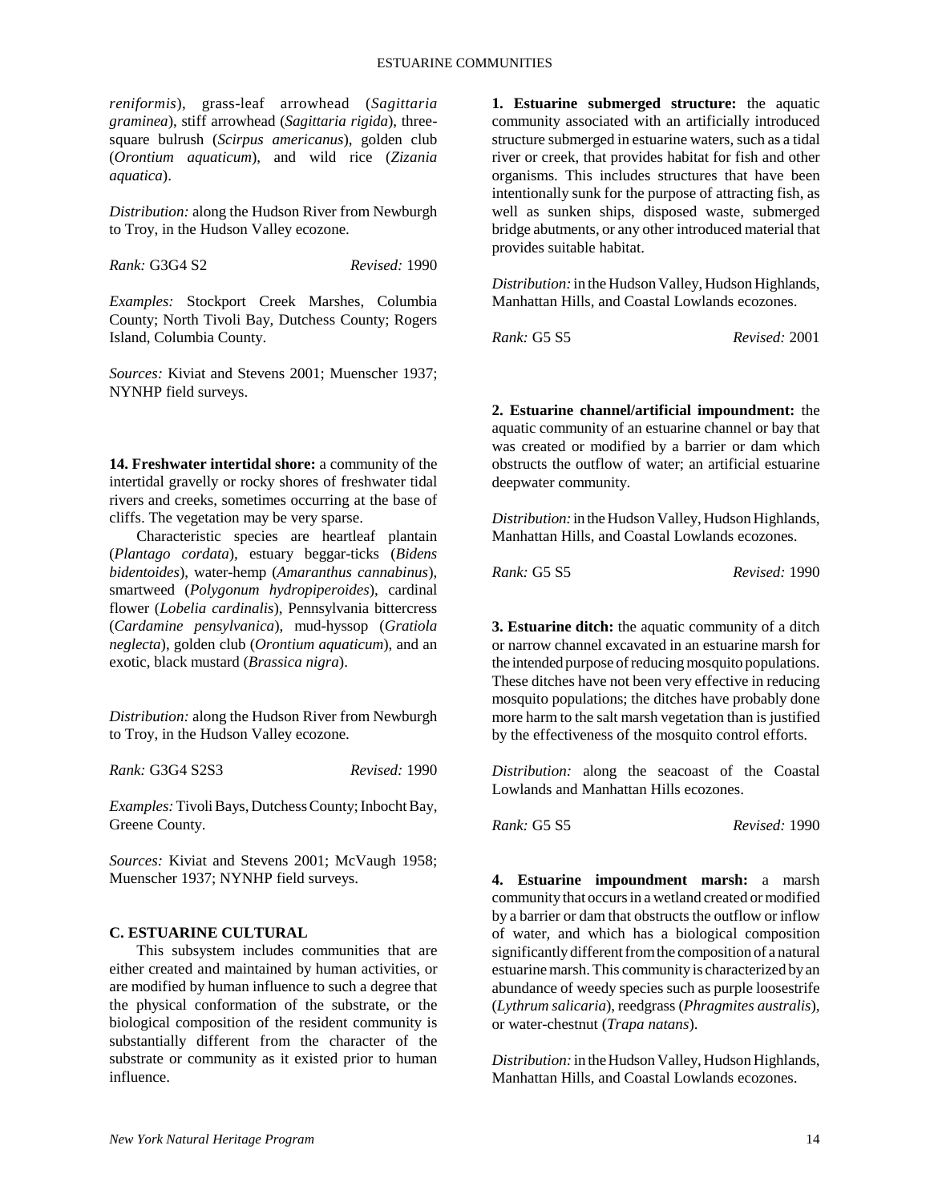*reniformis*), grass-leaf arrowhead (*Sagittaria graminea*), stiff arrowhead (*Sagittaria rigida*), three-square bulrush (*Scirpus americanus*), golden club (*Orontium aquaticum*), and wild rice (*Zizania aquatica*).

*Distribution:* along the Hudson River from Newburgh to Troy, in the Hudson Valley ecozone.

*Rank:* G3G4 S2 *Revised:* 1990

*Examples:* Stockport Creek Marshes, Columbia County; North Tivoli Bay, Dutchess County; Rogers Island, Columbia County.

*Sources:* Kiviat and Stevens 2001; Muenscher 1937; NYNHP field surveys.

**14. Freshwater intertidal shore:** a community of the intertidal gravelly or rocky shores of freshwater tidal rivers and creeks, sometimes occurring at the base of cliffs. The vegetation may be very sparse.

Characteristic species are heartleaf plantain (*Plantago cordata*), estuary beggar-ticks (*Bidens bidentoides*), water-hemp (*Amaranthus cannabinus*), smartweed (*Polygonum hydropiperoides*), cardinal flower (*Lobelia cardinalis*), Pennsylvania bittercress (*Cardamine pensylvanica*), mud-hyssop (*Gratiola neglecta*), golden club (*Orontium aquaticum*), and an exotic, black mustard (*Brassica nigra*).

*Distribution:* along the Hudson River from Newburgh to Troy, in the Hudson Valley ecozone.

*Rank:* G3G4 S2S3 *Revised:* 1990

*Examples:* Tivoli Bays, Dutchess County; Inbocht Bay, Greene County.

*Sources:* Kiviat and Stevens 2001; McVaugh 1958; Muenscher 1937; NYNHP field surveys.

## C. ESTUARINE CULTURAL

This subsystem includes communities that are either created and maintained by human activities, or are modified by human influence to such a degree that the physical conformation of the substrate, or the biological composition of the resident community is substantially different from the character of the substrate or community as it existed prior to human influence.

**1. Estuarine submerged structure:** the aquatic community associated with an artificially introduced structure submerged in estuarine waters, such as a tidal river or creek, that provides habitat for fish and other organisms. This includes structures that have been intentionally sunk for the purpose of attracting fish, as well as sunken ships, disposed waste, submerged bridge abutments, or any other introduced material that provides suitable habitat.

*Distribution:* in the Hudson Valley, Hudson Highlands, Manhattan Hills, and Coastal Lowlands ecozones.

*Rank:* G5 S5 *Revised:* 2001

**2. Estuarine channel/artificial impoundment:** the aquatic community of an estuarine channel or bay that was created or modified by a barrier or dam which obstructs the outflow of water; an artificial estuarine deepwater community.

*Distribution:* in the Hudson Valley, Hudson Highlands, Manhattan Hills, and Coastal Lowlands ecozones.

*Rank:* G5 S5 *Revised:* 1990

**3. Estuarine ditch:** the aquatic community of a ditch or narrow channel excavated in an estuarine marsh for the intended purpose of reducing mosquito populations. These ditches have not been very effective in reducing mosquito populations; the ditches have probably done more harm to the salt marsh vegetation than is justified by the effectiveness of the mosquito control efforts.

*Distribution:* along the seacoast of the Coastal Lowlands and Manhattan Hills ecozones.

*Rank:* G5 S5 *Revised:* 1990

**4. Estuarine impoundment marsh:** a marsh community that occurs in a wetland created or modified by a barrier or dam that obstructs the outflow or inflow of water, and which has a biological composition significantly different from the composition of a natural estuarine marsh. This community is characterized by an abundance of weedy species such as purple loosestrife (*Lythrum salicaria*), reedgrass (*Phragmites australis*), or water-chestnut (*Trapa natans*).

*Distribution:* in the Hudson Valley, Hudson Highlands, Manhattan Hills, and Coastal Lowlands ecozones.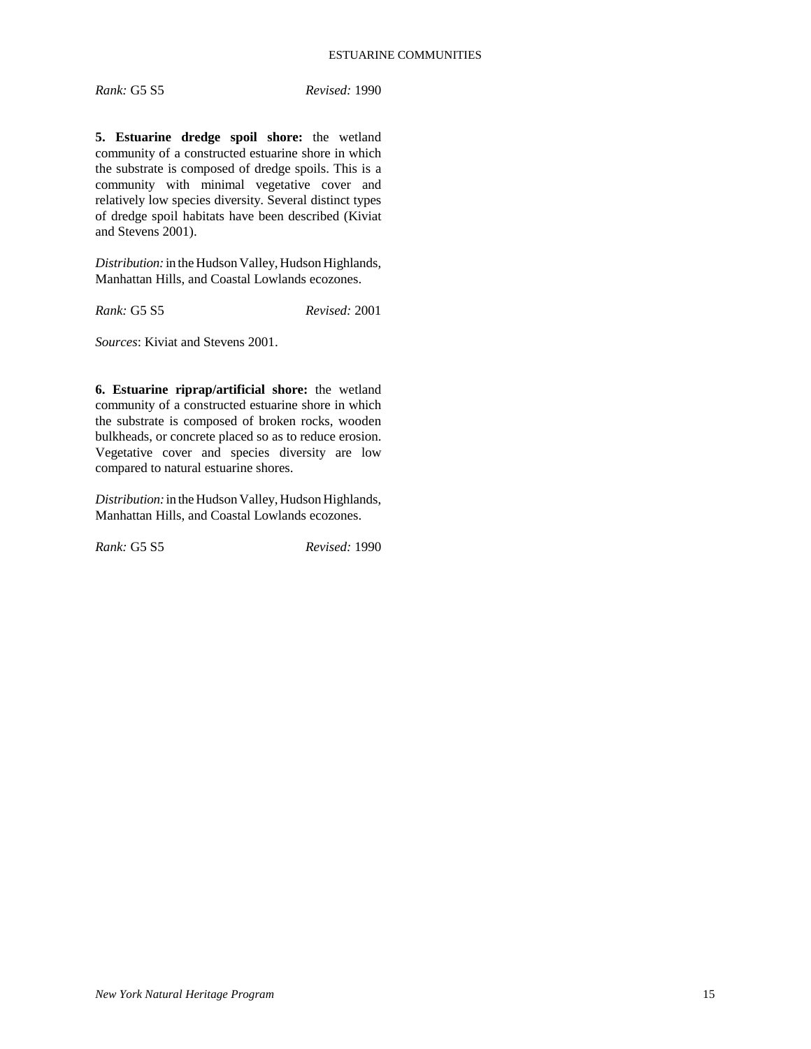*Rank:* G5 S5 *Revised:* 1990

**5. Estuarine dredge spoil shore:** the wetland community of a constructed estuarine shore in which the substrate is composed of dredge spoils. This is a community with minimal vegetative cover and relatively low species diversity. Several distinct types of dredge spoil habitats have been described (Kiviat and Stevens 2001).

*Distribution:* in the Hudson Valley, Hudson Highlands, Manhattan Hills, and Coastal Lowlands ecozones.

*Rank:* G5 S5 *Revised:* 2001

*Sources*: Kiviat and Stevens 2001.

**6. Estuarine riprap/artificial shore:** the wetland community of a constructed estuarine shore in which the substrate is composed of broken rocks, wooden bulkheads, or concrete placed so as to reduce erosion. Vegetative cover and species diversity are low compared to natural estuarine shores.

*Distribution:* in the Hudson Valley, Hudson Highlands, Manhattan Hills, and Coastal Lowlands ecozones.

*Rank:* G5 S5 *Revised:* 1990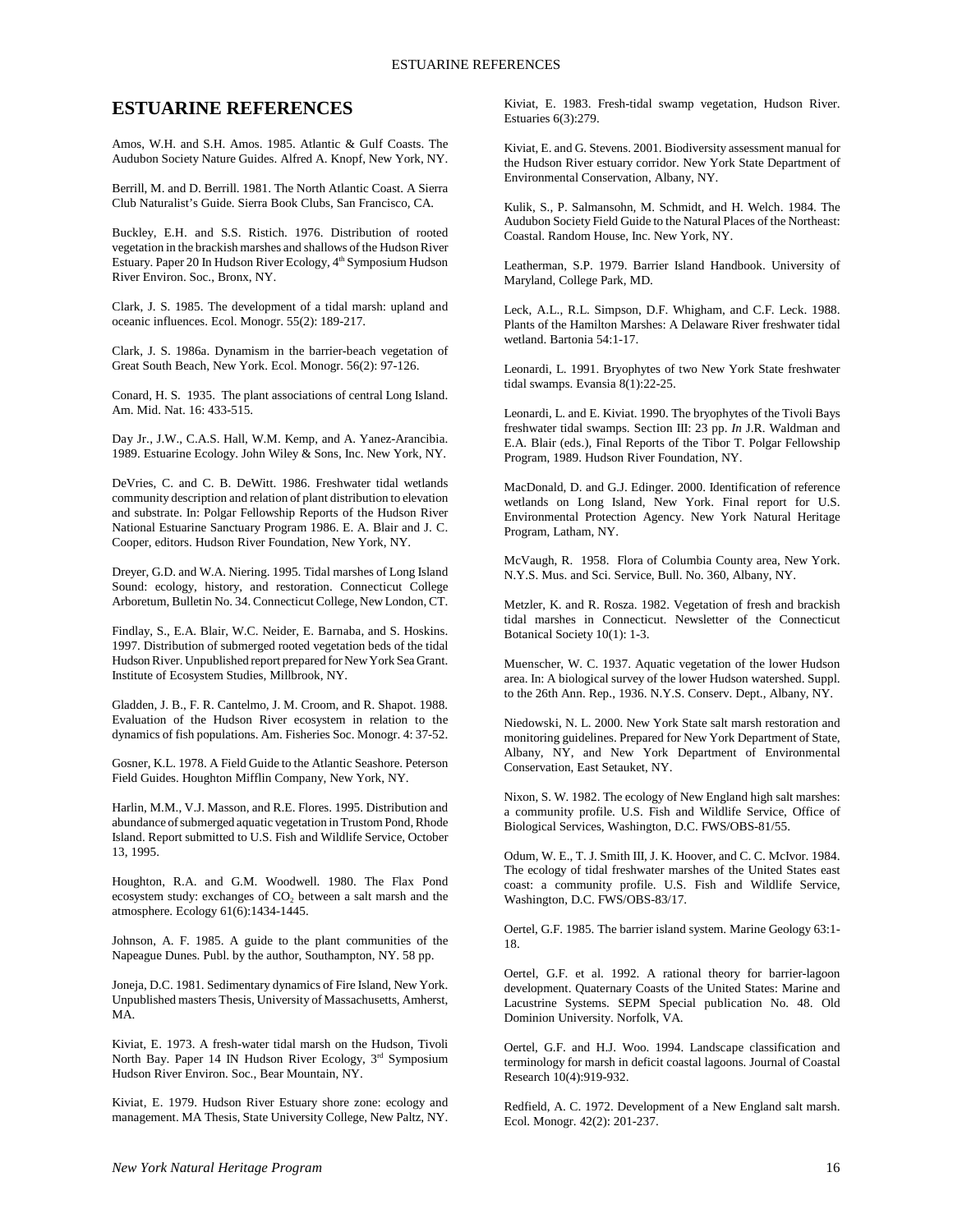# ESTUARINE REFERENCES

Amos, W.H. and S.H. Amos. 1985. Atlantic & Gulf Coasts. The Audubon Society Nature Guides. Alfred A. Knopf, New York, NY.

Berrill, M. and D. Berrill. 1981. The North Atlantic Coast. A Sierra Club Naturalist's Guide. Sierra Book Clubs, San Francisco, CA.

Buckley, E.H. and S.S. Ristich. 1976. Distribution of rooted vegetation in the brackish marshes and shallows of the Hudson River Estuary. Paper 20 In Hudson River Ecology, 4th Symposium Hudson River Environ. Soc., Bronx, NY.

Clark, J. S. 1985. The development of a tidal marsh: upland and oceanic influences. Ecol. Monogr. 55(2): 189-217.

Clark, J. S. 1986a. Dynamism in the barrier-beach vegetation of Great South Beach, New York. Ecol. Monogr. 56(2): 97-126.

Conard, H. S. 1935. The plant associations of central Long Island. Am. Mid. Nat. 16: 433-515.

Day Jr., J.W., C.A.S. Hall, W.M. Kemp, and A. Yanez-Arancibia. 1989. Estuarine Ecology. John Wiley & Sons, Inc. New York, NY.

DeVries, C. and C. B. DeWitt. 1986. Freshwater tidal wetlands community description and relation of plant distribution to elevation and substrate. In: Polgar Fellowship Reports of the Hudson River National Estuarine Sanctuary Program 1986. E. A. Blair and J. C. Cooper, editors. Hudson River Foundation, New York, NY.

Dreyer, G.D. and W.A. Niering. 1995. Tidal marshes of Long Island Sound: ecology, history, and restoration. Connecticut College Arboretum, Bulletin No. 34. Connecticut College, New London, CT.

Findlay, S., E.A. Blair, W.C. Neider, E. Barnaba, and S. Hoskins. 1997. Distribution of submerged rooted vegetation beds of the tidal Hudson River. Unpublished report prepared for New York Sea Grant. Institute of Ecosystem Studies, Millbrook, NY.

Gladden, J. B., F. R. Cantelmo, J. M. Croom, and R. Shapot. 1988. Evaluation of the Hudson River ecosystem in relation to the dynamics of fish populations. Am. Fisheries Soc. Monogr. 4: 37-52.

Gosner, K.L. 1978. A Field Guide to the Atlantic Seashore. Peterson Field Guides. Houghton Mifflin Company, New York, NY.

Harlin, M.M., V.J. Masson, and R.E. Flores. 1995. Distribution and abundance of submerged aquatic vegetation in Trustom Pond, Rhode Island. Report submitted to U.S. Fish and Wildlife Service, October 13, 1995.

Houghton, R.A. and G.M. Woodwell. 1980. The Flax Pond ecosystem study: exchanges of $CO_2$ between a salt marsh and the atmosphere. Ecology 61(6):1434-1445.

Johnson, A. F. 1985. A guide to the plant communities of the Napeague Dunes. Publ. by the author, Southampton, NY. 58 pp.

Joneja, D.C. 1981. Sedimentary dynamics of Fire Island, New York. Unpublished masters Thesis, University of Massachusetts, Amherst, MA.

Kiviat, E. 1973. A fresh-water tidal marsh on the Hudson, Tivoli North Bay. Paper 14 IN Hudson River Ecology, 3rd Symposium Hudson River Environ. Soc., Bear Mountain, NY.

Kiviat, E. 1979. Hudson River Estuary shore zone: ecology and management. MA Thesis, State University College, New Paltz, NY.

Kiviat, E. 1983. Fresh-tidal swamp vegetation, Hudson River. Estuaries 6(3):279.

Kiviat, E. and G. Stevens. 2001. Biodiversity assessment manual for the Hudson River estuary corridor. New York State Department of Environmental Conservation, Albany, NY.

Kulik, S., P. Salmansohn, M. Schmidt, and H. Welch. 1984. The Audubon Society Field Guide to the Natural Places of the Northeast: Coastal. Random House, Inc. New York, NY.

Leatherman, S.P. 1979. Barrier Island Handbook. University of Maryland, College Park, MD.

Leck, A.L., R.L. Simpson, D.F. Whigham, and C.F. Leck. 1988. Plants of the Hamilton Marshes: A Delaware River freshwater tidal wetland. Bartonia 54:1-17.

Leonardi, L. 1991. Bryophytes of two New York State freshwater tidal swamps. Evansia 8(1):22-25.

Leonardi, L. and E. Kiviat. 1990. The bryophytes of the Tivoli Bays freshwater tidal swamps. Section III: 23 pp. *In* J.R. Waldman and E.A. Blair (eds.), Final Reports of the Tibor T. Polgar Fellowship Program, 1989. Hudson River Foundation, NY.

MacDonald, D. and G.J. Edinger. 2000. Identification of reference wetlands on Long Island, New York. Final report for U.S. Environmental Protection Agency. New York Natural Heritage Program, Latham, NY.

McVaugh, R. 1958. Flora of Columbia County area, New York. N.Y.S. Mus. and Sci. Service, Bull. No. 360, Albany, NY.

Metzler, K. and R. Rosza. 1982. Vegetation of fresh and brackish tidal marshes in Connecticut. Newsletter of the Connecticut Botanical Society 10(1): 1-3.

Muenscher, W. C. 1937. Aquatic vegetation of the lower Hudson area. In: A biological survey of the lower Hudson watershed. Suppl. to the 26th Ann. Rep., 1936. N.Y.S. Conserv. Dept., Albany, NY.

Niedowski, N. L. 2000. New York State salt marsh restoration and monitoring guidelines. Prepared for New York Department of State, Albany, NY, and New York Department of Environmental Conservation, East Setauket, NY.

Nixon, S. W. 1982. The ecology of New England high salt marshes: a community profile. U.S. Fish and Wildlife Service, Office of Biological Services, Washington, D.C. FWS/OBS-81/55.

Odum, W. E., T. J. Smith III, J. K. Hoover, and C. C. McIvor. 1984. The ecology of tidal freshwater marshes of the United States east coast: a community profile. U.S. Fish and Wildlife Service, Washington, D.C. FWS/OBS-83/17.

Oertel, G.F. 1985. The barrier island system. Marine Geology 63:1-18.

Oertel, G.F. et al. 1992. A rational theory for barrier-lagoon development. Quaternary Coasts of the United States: Marine and Lacustrine Systems. SEPM Special publication No. 48. Old Dominion University. Norfolk, VA.

Oertel, G.F. and H.J. Woo. 1994. Landscape classification and terminology for marsh in deficit coastal lagoons. Journal of Coastal Research 10(4):919-932.

Redfield, A. C. 1972. Development of a New England salt marsh. Ecol. Monogr. 42(2): 201-237.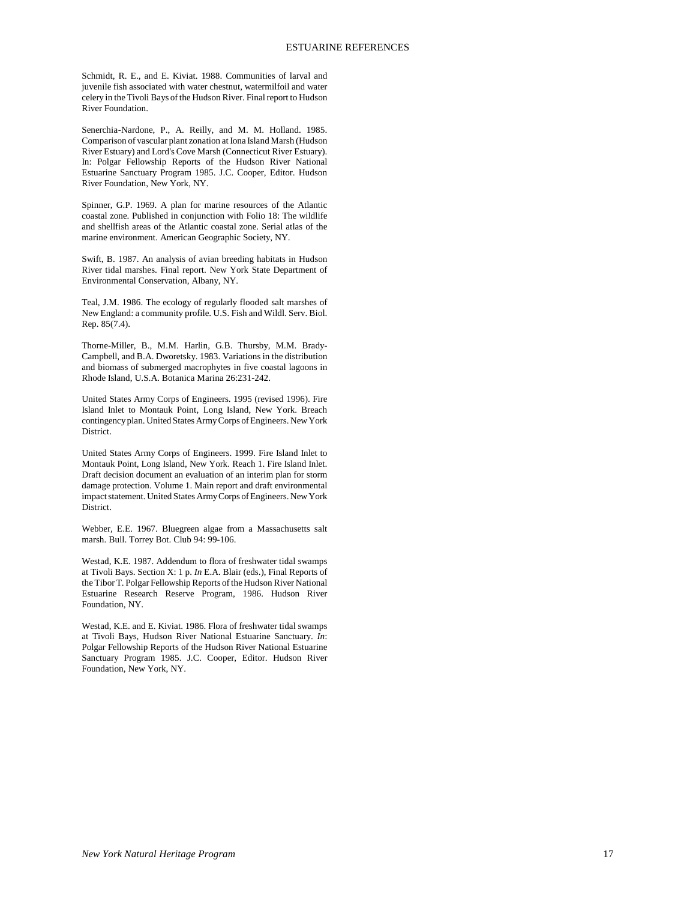Schmidt, R. E., and E. Kiviat. 1988. Communities of larval and juvenile fish associated with water chestnut, watermilfoil and water celery in the Tivoli Bays of the Hudson River. Final report to Hudson River Foundation.

Senerchia-Nardone, P., A. Reilly, and M. M. Holland. 1985. Comparison of vascular plant zonation at Iona Island Marsh (Hudson River Estuary) and Lord's Cove Marsh (Connecticut River Estuary). In: Polgar Fellowship Reports of the Hudson River National Estuarine Sanctuary Program 1985. J.C. Cooper, Editor. Hudson River Foundation, New York, NY.

Spinner, G.P. 1969. A plan for marine resources of the Atlantic coastal zone. Published in conjunction with Folio 18: The wildlife and shellfish areas of the Atlantic coastal zone. Serial atlas of the marine environment. American Geographic Society, NY.

Swift, B. 1987. An analysis of avian breeding habitats in Hudson River tidal marshes. Final report. New York State Department of Environmental Conservation, Albany, NY.

Teal, J.M. 1986. The ecology of regularly flooded salt marshes of New England: a community profile. U.S. Fish and Wildl. Serv. Biol. Rep. 85(7.4).

Thorne-Miller, B., M.M. Harlin, G.B. Thursby, M.M. Brady-Campbell, and B.A. Dworetsky. 1983. Variations in the distribution and biomass of submerged macrophytes in five coastal lagoons in Rhode Island, U.S.A. Botanica Marina 26:231-242.

United States Army Corps of Engineers. 1995 (revised 1996). Fire Island Inlet to Montauk Point, Long Island, New York. Breach contingency plan. United States Army Corps of Engineers. New York District.

United States Army Corps of Engineers. 1999. Fire Island Inlet to Montauk Point, Long Island, New York. Reach 1. Fire Island Inlet. Draft decision document an evaluation of an interim plan for storm damage protection. Volume 1. Main report and draft environmental impact statement. United States Army Corps of Engineers. New York District.

Webber, E.E. 1967. Bluegreen algae from a Massachusetts salt marsh. Bull. Torrey Bot. Club 94: 99-106.

Westad, K.E. 1987. Addendum to flora of freshwater tidal swamps at Tivoli Bays. Section X: 1 p. *In* E.A. Blair (eds.), Final Reports of the Tibor T. Polgar Fellowship Reports of the Hudson River National Estuarine Research Reserve Program, 1986. Hudson River Foundation, NY.

Westad, K.E. and E. Kiviat. 1986. Flora of freshwater tidal swamps at Tivoli Bays, Hudson River National Estuarine Sanctuary. *In*: Polgar Fellowship Reports of the Hudson River National Estuarine Sanctuary Program 1985. J.C. Cooper, Editor. Hudson River Foundation, New York, NY.